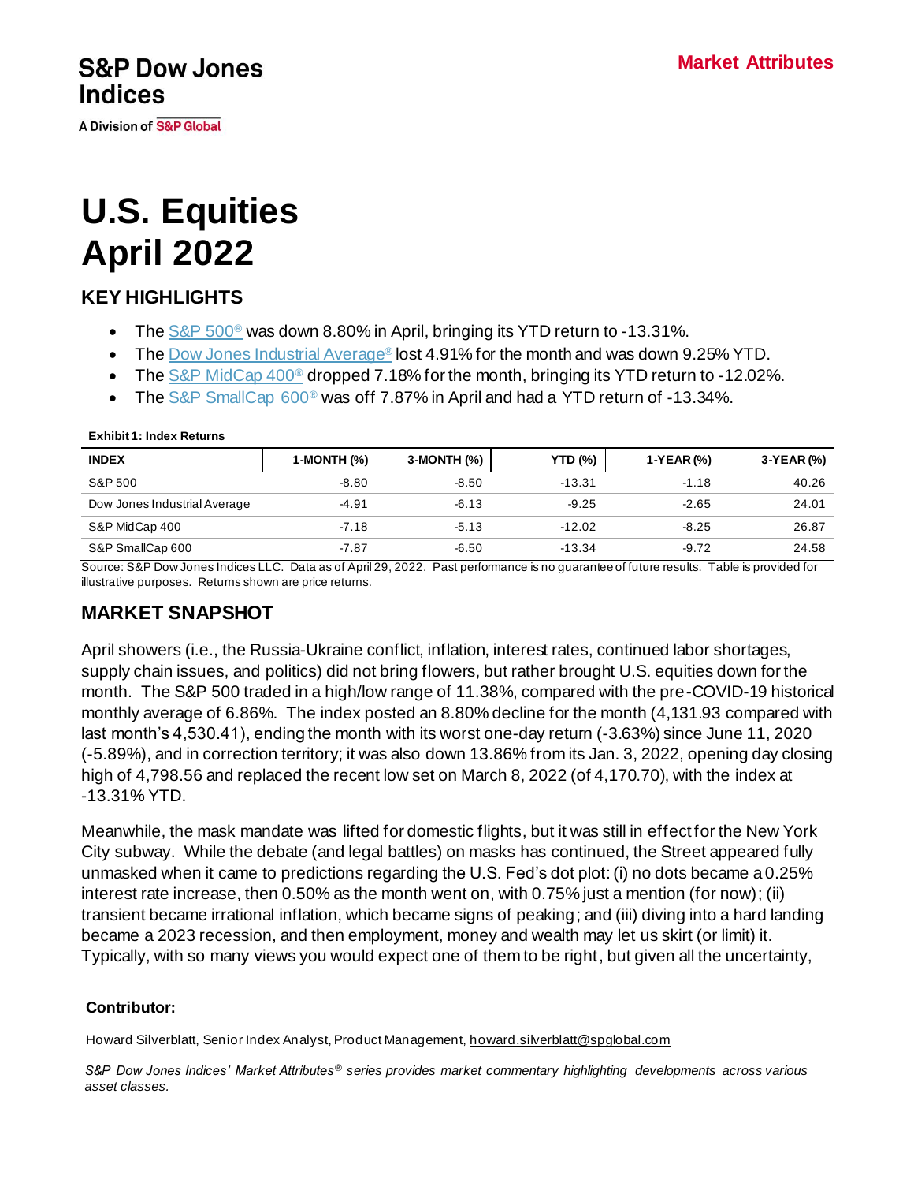S&P Dow Jones Indices

A Division of S&P Global

**Market Attributes**

# U.S. Equities April 2022

## KEY HIGHLIGHTS

- The S&P 500® was down 8.80% in April, bringing its YTD return to -13.31%.
- The Dow Jones Industrial Average® lost 4.91% for the month and was down 9.25% YTD.
- The S&P MidCap 400® dropped 7.18% for the month, bringing its YTD return to -12.02%.
- The S&P SmallCap 600® was off 7.87% in April and had a YTD return of -13.34%.

**Exhibit 1: Index Returns**

| INDEX | 1-MONTH (%) | 3-MONTH (%) | YTD (%) | 1-YEAR (%) | 3-YEAR (%) |
|---|---|---|---|---|---|
| S&P 500 | -8.80 | -8.50 | -13.31 | -1.18 | 40.26 |
| Dow Jones Industrial Average | -4.91 | -6.13 | -9.25 | -2.65 | 24.01 |
| S&P MidCap 400 | -7.18 | -5.13 | -12.02 | -8.25 | 26.87 |
| S&P SmallCap 600 | -7.87 | -6.50 | -13.34 | -9.72 | 24.58 |

Source: S&P Dow Jones Indices LLC. Data as of April 29, 2022. Past performance is no guarantee of future results. Table is provided for illustrative purposes. Returns shown are price returns.

## MARKET SNAPSHOT

April showers (i.e., the Russia-Ukraine conflict, inflation, interest rates, continued labor shortages, supply chain issues, and politics) did not bring flowers, but rather brought U.S. equities down for the month. The S&P 500 traded in a high/low range of 11.38%, compared with the pre-COVID-19 historical monthly average of 6.86%. The index posted an 8.80% decline for the month (4,131.93 compared with last month's 4,530.41), ending the month with its worst one-day return (-3.63%) since June 11, 2020 (-5.89%), and in correction territory; it was also down 13.86% from its Jan. 3, 2022, opening day closing high of 4,798.56 and replaced the recent low set on March 8, 2022 (of 4,170.70), with the index at -13.31% YTD.

Meanwhile, the mask mandate was lifted for domestic flights, but it was still in effect for the New York City subway. While the debate (and legal battles) on masks has continued, the Street appeared fully unmasked when it came to predictions regarding the U.S. Fed's dot plot: (i) no dots became a 0.25% interest rate increase, then 0.50% as the month went on, with 0.75% just a mention (for now); (ii) transient became irrational inflation, which became signs of peaking; and (iii) diving into a hard landing became a 2023 recession, and then employment, money and wealth may let us skirt (or limit) it. Typically, with so many views you would expect one of them to be right, but given all the uncertainty,

**Contributor:**

Howard Silverblatt, Senior Index Analyst, Product Management, howard.silverblatt@spglobal.com

*S&P Dow Jones Indices' Market Attributes® series provides market commentary highlighting developments across various asset classes.*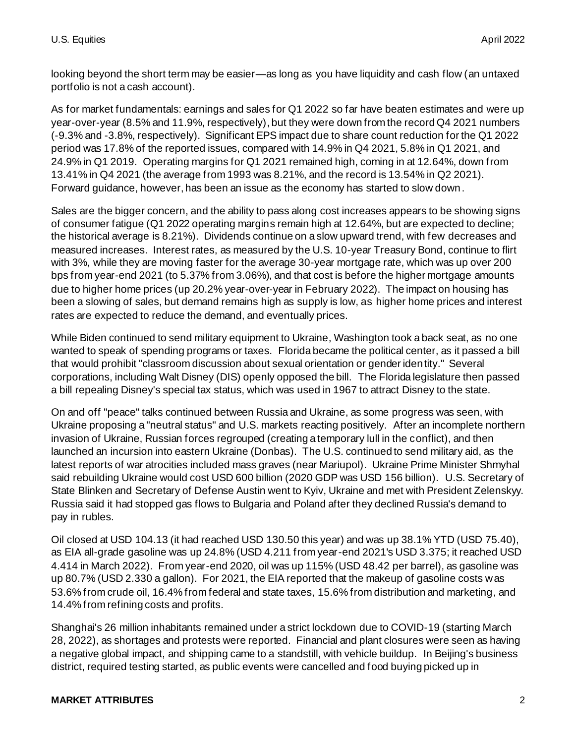looking beyond the short term may be easier—as long as you have liquidity and cash flow (an untaxed portfolio is not a cash account).

As for market fundamentals: earnings and sales for Q1 2022 so far have beaten estimates and were up year-over-year (8.5% and 11.9%, respectively), but they were down from the record Q4 2021 numbers (-9.3% and -3.8%, respectively). Significant EPS impact due to share count reduction for the Q1 2022 period was 17.8% of the reported issues, compared with 14.9% in Q4 2021, 5.8% in Q1 2021, and 24.9% in Q1 2019. Operating margins for Q1 2021 remained high, coming in at 12.64%, down from 13.41% in Q4 2021 (the average from 1993 was 8.21%, and the record is 13.54% in Q2 2021). Forward guidance, however, has been an issue as the economy has started to slow down.

Sales are the bigger concern, and the ability to pass along cost increases appears to be showing signs of consumer fatigue (Q1 2022 operating margins remain high at 12.64%, but are expected to decline; the historical average is 8.21%). Dividends continue on a slow upward trend, with few decreases and measured increases. Interest rates, as measured by the U.S. 10-year Treasury Bond, continue to flirt with 3%, while they are moving faster for the average 30-year mortgage rate, which was up over 200 bps from year-end 2021 (to 5.37% from 3.06%), and that cost is before the higher mortgage amounts due to higher home prices (up 20.2% year-over-year in February 2022). The impact on housing has been a slowing of sales, but demand remains high as supply is low, as higher home prices and interest rates are expected to reduce the demand, and eventually prices.

While Biden continued to send military equipment to Ukraine, Washington took a back seat, as no one wanted to speak of spending programs or taxes. Florida became the political center, as it passed a bill that would prohibit "classroom discussion about sexual orientation or gender identity." Several corporations, including Walt Disney (DIS) openly opposed the bill. The Florida legislature then passed a bill repealing Disney's special tax status, which was used in 1967 to attract Disney to the state.

On and off "peace" talks continued between Russia and Ukraine, as some progress was seen, with Ukraine proposing a "neutral status" and U.S. markets reacting positively. After an incomplete northern invasion of Ukraine, Russian forces regrouped (creating a temporary lull in the conflict), and then launched an incursion into eastern Ukraine (Donbas). The U.S. continued to send military aid, as the latest reports of war atrocities included mass graves (near Mariupol). Ukraine Prime Minister Shmyhal said rebuilding Ukraine would cost USD 600 billion (2020 GDP was USD 156 billion). U.S. Secretary of State Blinken and Secretary of Defense Austin went to Kyiv, Ukraine and met with President Zelenskyy. Russia said it had stopped gas flows to Bulgaria and Poland after they declined Russia's demand to pay in rubles.

Oil closed at USD 104.13 (it had reached USD 130.50 this year) and was up 38.1% YTD (USD 75.40), as EIA all-grade gasoline was up 24.8% (USD 4.211 from year-end 2021's USD 3.375; it reached USD 4.414 in March 2022). From year-end 2020, oil was up 115% (USD 48.42 per barrel), as gasoline was up 80.7% (USD 2.330 a gallon). For 2021, the EIA reported that the makeup of gasoline costs was 53.6% from crude oil, 16.4% from federal and state taxes, 15.6% from distribution and marketing, and 14.4% from refining costs and profits.

Shanghai's 26 million inhabitants remained under a strict lockdown due to COVID-19 (starting March 28, 2022), as shortages and protests were reported. Financial and plant closures were seen as having a negative global impact, and shipping came to a standstill, with vehicle buildup. In Beijing's business district, required testing started, as public events were cancelled and food buying picked up in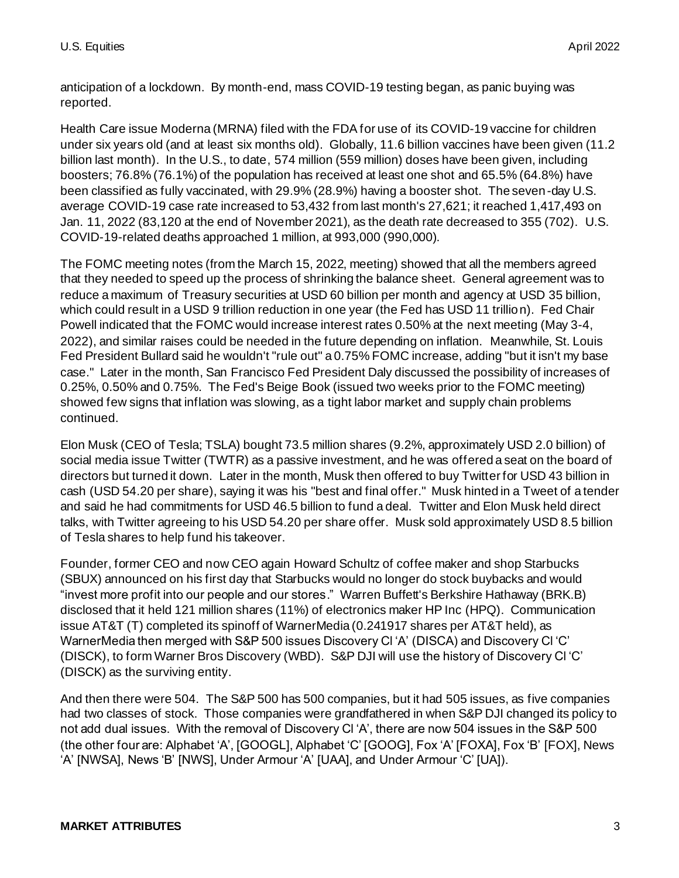anticipation of a lockdown. By month-end, mass COVID-19 testing began, as panic buying was reported.

Health Care issue Moderna (MRNA) filed with the FDA for use of its COVID-19 vaccine for children under six years old (and at least six months old). Globally, 11.6 billion vaccines have been given (11.2 billion last month). In the U.S., to date, 574 million (559 million) doses have been given, including boosters; 76.8% (76.1%) of the population has received at least one shot and 65.5% (64.8%) have been classified as fully vaccinated, with 29.9% (28.9%) having a booster shot. The seven-day U.S. average COVID-19 case rate increased to 53,432 from last month's 27,621; it reached 1,417,493 on Jan. 11, 2022 (83,120 at the end of November 2021), as the death rate decreased to 355 (702). U.S. COVID-19-related deaths approached 1 million, at 993,000 (990,000).

The FOMC meeting notes (from the March 15, 2022, meeting) showed that all the members agreed that they needed to speed up the process of shrinking the balance sheet. General agreement was to reduce a maximum of Treasury securities at USD 60 billion per month and agency at USD 35 billion, which could result in a USD 9 trillion reduction in one year (the Fed has USD 11 trillion). Fed Chair Powell indicated that the FOMC would increase interest rates 0.50% at the next meeting (May 3-4, 2022), and similar raises could be needed in the future depending on inflation. Meanwhile, St. Louis Fed President Bullard said he wouldn't "rule out" a 0.75% FOMC increase, adding "but it isn't my base case." Later in the month, San Francisco Fed President Daly discussed the possibility of increases of 0.25%, 0.50% and 0.75%. The Fed's Beige Book (issued two weeks prior to the FOMC meeting) showed few signs that inflation was slowing, as a tight labor market and supply chain problems continued.

Elon Musk (CEO of Tesla; TSLA) bought 73.5 million shares (9.2%, approximately USD 2.0 billion) of social media issue Twitter (TWTR) as a passive investment, and he was offered a seat on the board of directors but turned it down. Later in the month, Musk then offered to buy Twitter for USD 43 billion in cash (USD 54.20 per share), saying it was his "best and final offer." Musk hinted in a Tweet of a tender and said he had commitments for USD 46.5 billion to fund a deal. Twitter and Elon Musk held direct talks, with Twitter agreeing to his USD 54.20 per share offer. Musk sold approximately USD 8.5 billion of Tesla shares to help fund his takeover.

Founder, former CEO and now CEO again Howard Schultz of coffee maker and shop Starbucks (SBUX) announced on his first day that Starbucks would no longer do stock buybacks and would "invest more profit into our people and our stores." Warren Buffett's Berkshire Hathaway (BRK.B) disclosed that it held 121 million shares (11%) of electronics maker HP Inc (HPQ). Communication issue AT&T (T) completed its spinoff of WarnerMedia (0.241917 shares per AT&T held), as WarnerMedia then merged with S&P 500 issues Discovery Cl 'A' (DISCA) and Discovery Cl 'C' (DISCK), to form Warner Bros Discovery (WBD). S&P DJI will use the history of Discovery Cl 'C' (DISCK) as the surviving entity.

And then there were 504. The S&P 500 has 500 companies, but it had 505 issues, as five companies had two classes of stock. Those companies were grandfathered in when S&P DJI changed its policy to not add dual issues. With the removal of Discovery Cl 'A', there are now 504 issues in the S&P 500 (the other four are: Alphabet 'A', [GOOGL], Alphabet 'C' [GOOG], Fox 'A' [FOXA], Fox 'B' [FOX], News 'A' [NWSA], News 'B' [NWS], Under Armour 'A' [UAA], and Under Armour 'C' [UA]).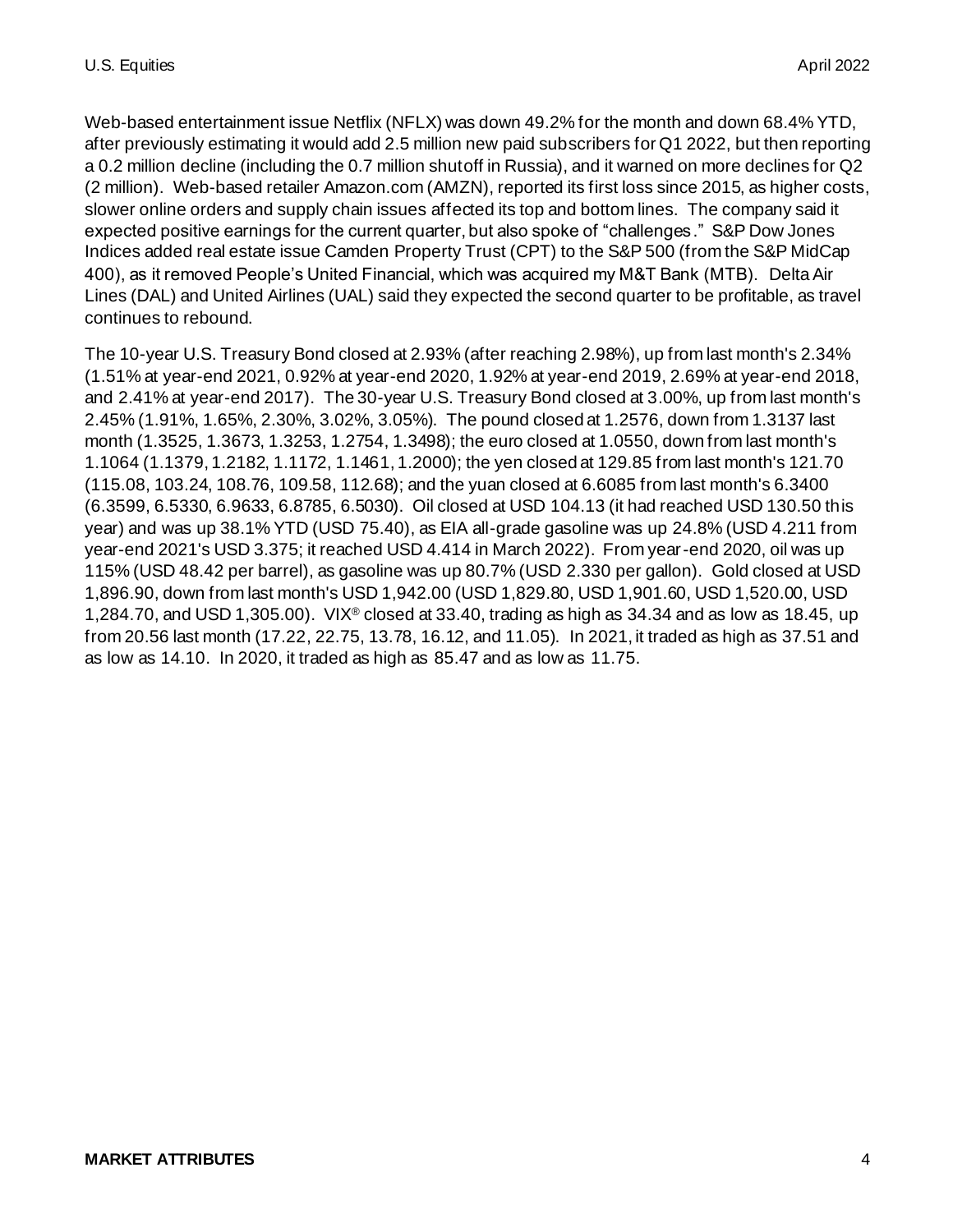Web-based entertainment issue Netflix (NFLX) was down 49.2% for the month and down 68.4% YTD, after previously estimating it would add 2.5 million new paid subscribers for Q1 2022, but then reporting a 0.2 million decline (including the 0.7 million shutoff in Russia), and it warned on more declines for Q2 (2 million). Web-based retailer Amazon.com (AMZN), reported its first loss since 2015, as higher costs, slower online orders and supply chain issues affected its top and bottom lines. The company said it expected positive earnings for the current quarter, but also spoke of "challenges." S&P Dow Jones Indices added real estate issue Camden Property Trust (CPT) to the S&P 500 (from the S&P MidCap 400), as it removed People's United Financial, which was acquired my M&T Bank (MTB). Delta Air Lines (DAL) and United Airlines (UAL) said they expected the second quarter to be profitable, as travel continues to rebound.

The 10-year U.S. Treasury Bond closed at 2.93% (after reaching 2.98%), up from last month's 2.34% (1.51% at year-end 2021, 0.92% at year-end 2020, 1.92% at year-end 2019, 2.69% at year-end 2018, and 2.41% at year-end 2017). The 30-year U.S. Treasury Bond closed at 3.00%, up from last month's 2.45% (1.91%, 1.65%, 2.30%, 3.02%, 3.05%). The pound closed at 1.2576, down from 1.3137 last month (1.3525, 1.3673, 1.3253, 1.2754, 1.3498); the euro closed at 1.0550, down from last month's 1.1064 (1.1379, 1.2182, 1.1172, 1.1461, 1.2000); the yen closed at 129.85 from last month's 121.70 (115.08, 103.24, 108.76, 109.58, 112.68); and the yuan closed at 6.6085 from last month's 6.3400 (6.3599, 6.5330, 6.9633, 6.8785, 6.5030). Oil closed at USD 104.13 (it had reached USD 130.50 this year) and was up 38.1% YTD (USD 75.40), as EIA all-grade gasoline was up 24.8% (USD 4.211 from year-end 2021's USD 3.375; it reached USD 4.414 in March 2022). From year-end 2020, oil was up 115% (USD 48.42 per barrel), as gasoline was up 80.7% (USD 2.330 per gallon). Gold closed at USD 1,896.90, down from last month's USD 1,942.00 (USD 1,829.80, USD 1,901.60, USD 1,520.00, USD 1,284.70, and USD 1,305.00). VIX® closed at 33.40, trading as high as 34.34 and as low as 18.45, up from 20.56 last month (17.22, 22.75, 13.78, 16.12, and 11.05). In 2021, it traded as high as 37.51 and as low as 14.10. In 2020, it traded as high as 85.47 and as low as 11.75.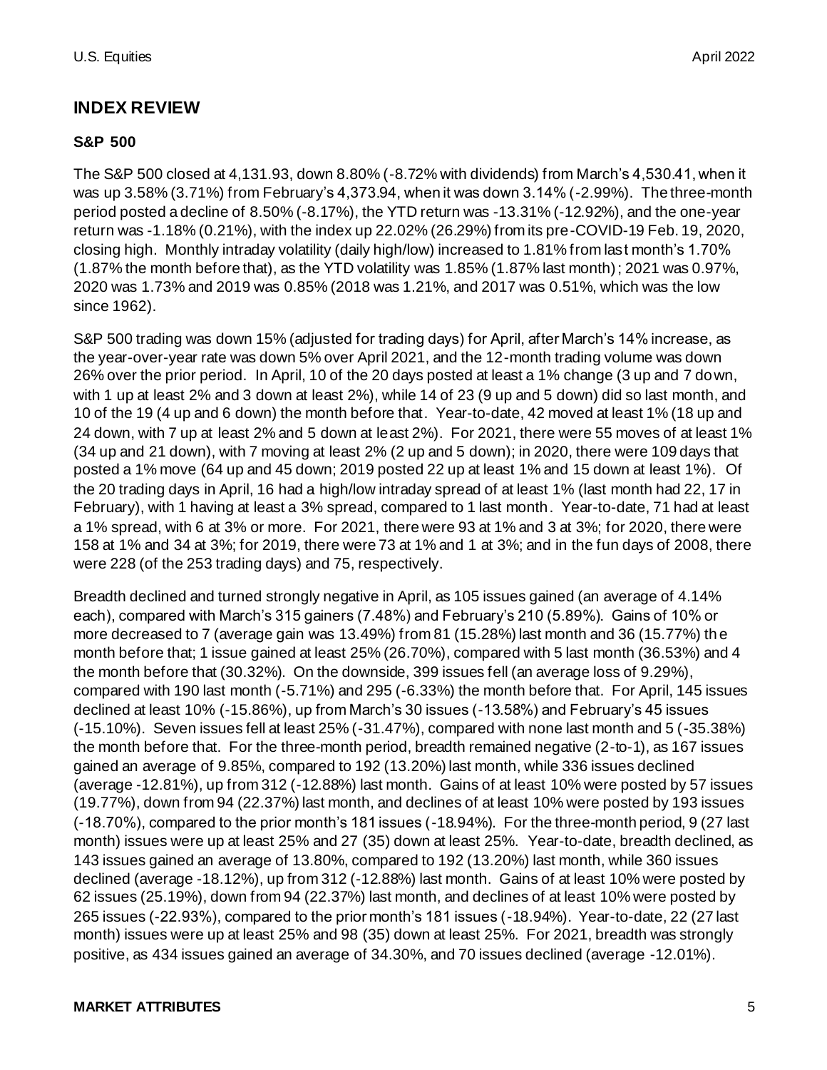## INDEX REVIEW

### S&P 500

The S&P 500 closed at 4,131.93, down 8.80% (-8.72% with dividends) from March's 4,530.41, when it was up 3.58% (3.71%) from February's 4,373.94, when it was down 3.14% (-2.99%). The three-month period posted a decline of 8.50% (-8.17%), the YTD return was -13.31% (-12.92%), and the one-year return was -1.18% (0.21%), with the index up 22.02% (26.29%) from its pre-COVID-19 Feb. 19, 2020, closing high. Monthly intraday volatility (daily high/low) increased to 1.81% from last month's 1.70% (1.87% the month before that), as the YTD volatility was 1.85% (1.87% last month); 2021 was 0.97%, 2020 was 1.73% and 2019 was 0.85% (2018 was 1.21%, and 2017 was 0.51%, which was the low since 1962).

S&P 500 trading was down 15% (adjusted for trading days) for April, after March's 14% increase, as the year-over-year rate was down 5% over April 2021, and the 12-month trading volume was down 26% over the prior period. In April, 10 of the 20 days posted at least a 1% change (3 up and 7 down, with 1 up at least 2% and 3 down at least 2%), while 14 of 23 (9 up and 5 down) did so last month, and 10 of the 19 (4 up and 6 down) the month before that. Year-to-date, 42 moved at least 1% (18 up and 24 down, with 7 up at least 2% and 5 down at least 2%). For 2021, there were 55 moves of at least 1% (34 up and 21 down), with 7 moving at least 2% (2 up and 5 down); in 2020, there were 109 days that posted a 1% move (64 up and 45 down; 2019 posted 22 up at least 1% and 15 down at least 1%). Of the 20 trading days in April, 16 had a high/low intraday spread of at least 1% (last month had 22, 17 in February), with 1 having at least a 3% spread, compared to 1 last month. Year-to-date, 71 had at least a 1% spread, with 6 at 3% or more. For 2021, there were 93 at 1% and 3 at 3%; for 2020, there were 158 at 1% and 34 at 3%; for 2019, there were 73 at 1% and 1 at 3%; and in the fun days of 2008, there were 228 (of the 253 trading days) and 75, respectively.

Breadth declined and turned strongly negative in April, as 105 issues gained (an average of 4.14% each), compared with March's 315 gainers (7.48%) and February's 210 (5.89%). Gains of 10% or more decreased to 7 (average gain was 13.49%) from 81 (15.28%) last month and 36 (15.77%) the month before that; 1 issue gained at least 25% (26.70%), compared with 5 last month (36.53%) and 4 the month before that (30.32%). On the downside, 399 issues fell (an average loss of 9.29%), compared with 190 last month (-5.71%) and 295 (-6.33%) the month before that. For April, 145 issues declined at least 10% (-15.86%), up from March's 30 issues (-13.58%) and February's 45 issues (-15.10%). Seven issues fell at least 25% (-31.47%), compared with none last month and 5 (-35.38%) the month before that. For the three-month period, breadth remained negative (2-to-1), as 167 issues gained an average of 9.85%, compared to 192 (13.20%) last month, while 336 issues declined (average -12.81%), up from 312 (-12.88%) last month. Gains of at least 10% were posted by 57 issues (19.77%), down from 94 (22.37%) last month, and declines of at least 10% were posted by 193 issues (-18.70%), compared to the prior month's 181 issues (-18.94%). For the three-month period, 9 (27 last month) issues were up at least 25% and 27 (35) down at least 25%. Year-to-date, breadth declined, as 143 issues gained an average of 13.80%, compared to 192 (13.20%) last month, while 360 issues declined (average -18.12%), up from 312 (-12.88%) last month. Gains of at least 10% were posted by 62 issues (25.19%), down from 94 (22.37%) last month, and declines of at least 10% were posted by 265 issues (-22.93%), compared to the prior month's 181 issues (-18.94%). Year-to-date, 22 (27 last month) issues were up at least 25% and 98 (35) down at least 25%. For 2021, breadth was strongly positive, as 434 issues gained an average of 34.30%, and 70 issues declined (average -12.01%).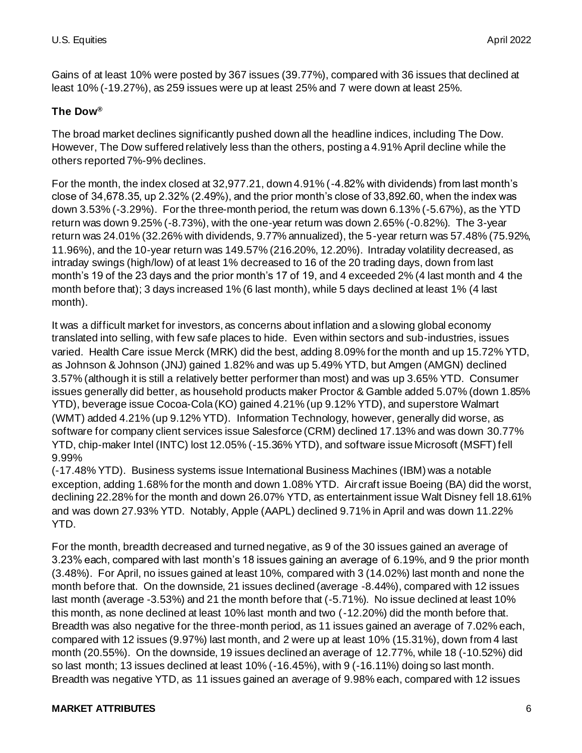Gains of at least 10% were posted by 367 issues (39.77%), compared with 36 issues that declined at least 10% (-19.27%), as 259 issues were up at least 25% and 7 were down at least 25%.

### The Dow®

The broad market declines significantly pushed down all the headline indices, including The Dow. However, The Dow suffered relatively less than the others, posting a 4.91% April decline while the others reported 7%-9% declines.

For the month, the index closed at 32,977.21, down 4.91% (-4.82% with dividends) from last month's close of 34,678.35, up 2.32% (2.49%), and the prior month's close of 33,892.60, when the index was down 3.53% (-3.29%). For the three-month period, the return was down 6.13% (-5.67%), as the YTD return was down 9.25% (-8.73%), with the one-year return was down 2.65% (-0.82%). The 3-year return was 24.01% (32.26% with dividends, 9.77% annualized), the 5-year return was 57.48% (75.92%, 11.96%), and the 10-year return was 149.57% (216.20%, 12.20%). Intraday volatility decreased, as intraday swings (high/low) of at least 1% decreased to 16 of the 20 trading days, down from last month's 19 of the 23 days and the prior month's 17 of 19, and 4 exceeded 2% (4 last month and 4 the month before that); 3 days increased 1% (6 last month), while 5 days declined at least 1% (4 last month).

It was a difficult market for investors, as concerns about inflation and a slowing global economy translated into selling, with few safe places to hide. Even within sectors and sub-industries, issues varied. Health Care issue Merck (MRK) did the best, adding 8.09% for the month and up 15.72% YTD, as Johnson & Johnson (JNJ) gained 1.82% and was up 5.49% YTD, but Amgen (AMGN) declined 3.57% (although it is still a relatively better performer than most) and was up 3.65% YTD. Consumer issues generally did better, as household products maker Proctor & Gamble added 5.07% (down 1.85% YTD), beverage issue Cocoa-Cola (KO) gained 4.21% (up 9.12% YTD), and superstore Walmart (WMT) added 4.21% (up 9.12% YTD). Information Technology, however, generally did worse, as software for company client services issue Salesforce (CRM) declined 17.13% and was down 30.77% YTD, chip-maker Intel (INTC) lost 12.05% (-15.36% YTD), and software issue Microsoft (MSFT) fell 9.99% (-17.48% YTD). Business systems issue International Business Machines (IBM) was a notable exception, adding 1.68% for the month and down 1.08% YTD. Aircraft issue Boeing (BA) did the worst, declining 22.28% for the month and down 26.07% YTD, as entertainment issue Walt Disney fell 18.61% and was down 27.93% YTD. Notably, Apple (AAPL) declined 9.71% in April and was down 11.22% YTD.

For the month, breadth decreased and turned negative, as 9 of the 30 issues gained an average of 3.23% each, compared with last month's 18 issues gaining an average of 6.19%, and 9 the prior month (3.48%). For April, no issues gained at least 10%, compared with 3 (14.02%) last month and none the month before that. On the downside, 21 issues declined (average -8.44%), compared with 12 issues last month (average -3.53%) and 21 the month before that (-5.71%). No issue declined at least 10% this month, as none declined at least 10% last month and two (-12.20%) did the month before that. Breadth was also negative for the three-month period, as 11 issues gained an average of 7.02% each, compared with 12 issues (9.97%) last month, and 2 were up at least 10% (15.31%), down from 4 last month (20.55%). On the downside, 19 issues declined an average of 12.77%, while 18 (-10.52%) did so last month; 13 issues declined at least 10% (-16.45%), with 9 (-16.11%) doing so last month. Breadth was negative YTD, as 11 issues gained an average of 9.98% each, compared with 12 issues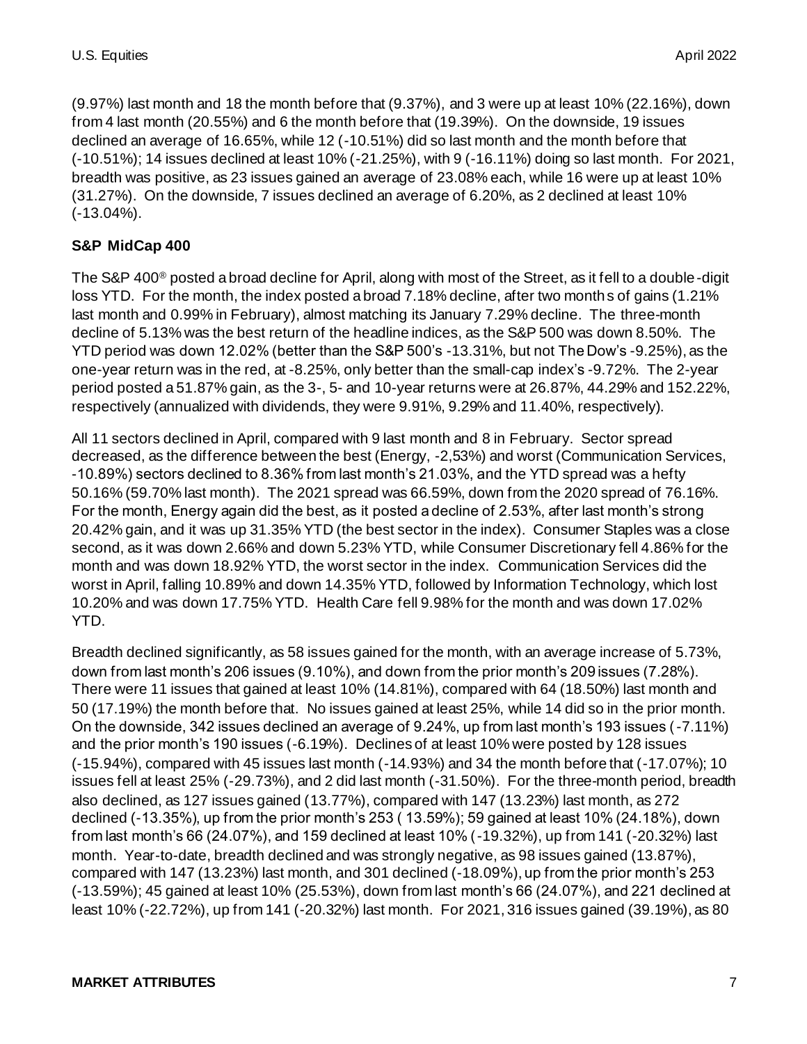(9.97%) last month and 18 the month before that (9.37%), and 3 were up at least 10% (22.16%), down from 4 last month (20.55%) and 6 the month before that (19.39%). On the downside, 19 issues declined an average of 16.65%, while 12 (-10.51%) did so last month and the month before that (-10.51%); 14 issues declined at least 10% (-21.25%), with 9 (-16.11%) doing so last month. For 2021, breadth was positive, as 23 issues gained an average of 23.08% each, while 16 were up at least 10% (31.27%). On the downside, 7 issues declined an average of 6.20%, as 2 declined at least 10% (-13.04%).

### S&P MidCap 400

The S&P 400® posted a broad decline for April, along with most of the Street, as it fell to a double-digit loss YTD. For the month, the index posted a broad 7.18% decline, after two months of gains (1.21% last month and 0.99% in February), almost matching its January 7.29% decline. The three-month decline of 5.13% was the best return of the headline indices, as the S&P 500 was down 8.50%. The YTD period was down 12.02% (better than the S&P 500's -13.31%, but not The Dow's -9.25%), as the one-year return was in the red, at -8.25%, only better than the small-cap index's -9.72%. The 2-year period posted a 51.87% gain, as the 3-, 5- and 10-year returns were at 26.87%, 44.29% and 152.22%, respectively (annualized with dividends, they were 9.91%, 9.29% and 11.40%, respectively).

All 11 sectors declined in April, compared with 9 last month and 8 in February. Sector spread decreased, as the difference between the best (Energy, -2,53%) and worst (Communication Services, -10.89%) sectors declined to 8.36% from last month's 21.03%, and the YTD spread was a hefty 50.16% (59.70% last month). The 2021 spread was 66.59%, down from the 2020 spread of 76.16%. For the month, Energy again did the best, as it posted a decline of 2.53%, after last month's strong 20.42% gain, and it was up 31.35% YTD (the best sector in the index). Consumer Staples was a close second, as it was down 2.66% and down 5.23% YTD, while Consumer Discretionary fell 4.86% for the month and was down 18.92% YTD, the worst sector in the index. Communication Services did the worst in April, falling 10.89% and down 14.35% YTD, followed by Information Technology, which lost 10.20% and was down 17.75% YTD. Health Care fell 9.98% for the month and was down 17.02% YTD.

Breadth declined significantly, as 58 issues gained for the month, with an average increase of 5.73%, down from last month's 206 issues (9.10%), and down from the prior month's 209 issues (7.28%). There were 11 issues that gained at least 10% (14.81%), compared with 64 (18.50%) last month and 50 (17.19%) the month before that. No issues gained at least 25%, while 14 did so in the prior month. On the downside, 342 issues declined an average of 9.24%, up from last month's 193 issues (-7.11%) and the prior month's 190 issues (-6.19%). Declines of at least 10% were posted by 128 issues (-15.94%), compared with 45 issues last month (-14.93%) and 34 the month before that (-17.07%); 10 issues fell at least 25% (-29.73%), and 2 did last month (-31.50%). For the three-month period, breadth also declined, as 127 issues gained (13.77%), compared with 147 (13.23%) last month, as 272 declined (-13.35%), up from the prior month's 253 ( 13.59%); 59 gained at least 10% (24.18%), down from last month's 66 (24.07%), and 159 declined at least 10% (-19.32%), up from 141 (-20.32%) last month. Year-to-date, breadth declined and was strongly negative, as 98 issues gained (13.87%), compared with 147 (13.23%) last month, and 301 declined (-18.09%), up from the prior month's 253 (-13.59%); 45 gained at least 10% (25.53%), down from last month's 66 (24.07%), and 221 declined at least 10% (-22.72%), up from 141 (-20.32%) last month. For 2021, 316 issues gained (39.19%), as 80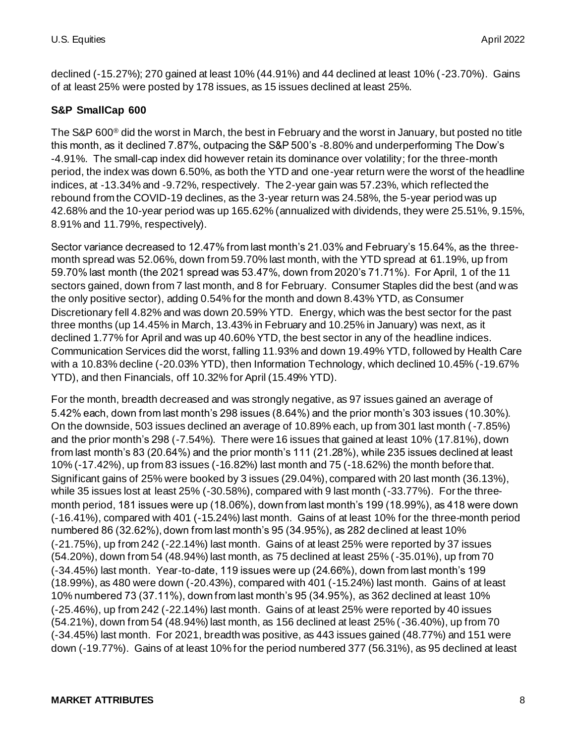declined (-15.27%); 270 gained at least 10% (44.91%) and 44 declined at least 10% (-23.70%). Gains of at least 25% were posted by 178 issues, as 15 issues declined at least 25%.

**S&P SmallCap 600**

The S&P 600® did the worst in March, the best in February and the worst in January, but posted no title this month, as it declined 7.87%, outpacing the S&P 500's -8.80% and underperforming The Dow's -4.91%. The small-cap index did however retain its dominance over volatility; for the three-month period, the index was down 6.50%, as both the YTD and one-year return were the worst of the headline indices, at -13.34% and -9.72%, respectively. The 2-year gain was 57.23%, which reflected the rebound from the COVID-19 declines, as the 3-year return was 24.58%, the 5-year period was up 42.68% and the 10-year period was up 165.62% (annualized with dividends, they were 25.51%, 9.15%, 8.91% and 11.79%, respectively).

Sector variance decreased to 12.47% from last month's 21.03% and February's 15.64%, as the three-month spread was 52.06%, down from 59.70% last month, with the YTD spread at 61.19%, up from 59.70% last month (the 2021 spread was 53.47%, down from 2020's 71.71%). For April, 1 of the 11 sectors gained, down from 7 last month, and 8 for February. Consumer Staples did the best (and was the only positive sector), adding 0.54% for the month and down 8.43% YTD, as Consumer Discretionary fell 4.82% and was down 20.59% YTD. Energy, which was the best sector for the past three months (up 14.45% in March, 13.43% in February and 10.25% in January) was next, as it declined 1.77% for April and was up 40.60% YTD, the best sector in any of the headline indices. Communication Services did the worst, falling 11.93% and down 19.49% YTD, followed by Health Care with a 10.83% decline (-20.03% YTD), then Information Technology, which declined 10.45% (-19.67% YTD), and then Financials, off 10.32% for April (15.49% YTD).

For the month, breadth decreased and was strongly negative, as 97 issues gained an average of 5.42% each, down from last month's 298 issues (8.64%) and the prior month's 303 issues (10.30%). On the downside, 503 issues declined an average of 10.89% each, up from 301 last month (-7.85%) and the prior month's 298 (-7.54%). There were 16 issues that gained at least 10% (17.81%), down from last month's 83 (20.64%) and the prior month's 111 (21.28%), while 235 issues declined at least 10% (-17.42%), up from 83 issues (-16.82%) last month and 75 (-18.62%) the month before that. Significant gains of 25% were booked by 3 issues (29.04%), compared with 20 last month (36.13%), while 35 issues lost at least 25% (-30.58%), compared with 9 last month (-33.77%). For the three-month period, 181 issues were up (18.06%), down from last month's 199 (18.99%), as 418 were down (-16.41%), compared with 401 (-15.24%) last month. Gains of at least 10% for the three-month period numbered 86 (32.62%), down from last month's 95 (34.95%), as 282 declined at least 10% (-21.75%), up from 242 (-22.14%) last month. Gains of at least 25% were reported by 37 issues (54.20%), down from 54 (48.94%) last month, as 75 declined at least 25% (-35.01%), up from 70 (-34.45%) last month. Year-to-date, 119 issues were up (24.66%), down from last month's 199 (18.99%), as 480 were down (-20.43%), compared with 401 (-15.24%) last month. Gains of at least 10% numbered 73 (37.11%), down from last month's 95 (34.95%), as 362 declined at least 10% (-25.46%), up from 242 (-22.14%) last month. Gains of at least 25% were reported by 40 issues (54.21%), down from 54 (48.94%) last month, as 156 declined at least 25% (-36.40%), up from 70 (-34.45%) last month. For 2021, breadth was positive, as 443 issues gained (48.77%) and 151 were down (-19.77%). Gains of at least 10% for the period numbered 377 (56.31%), as 95 declined at least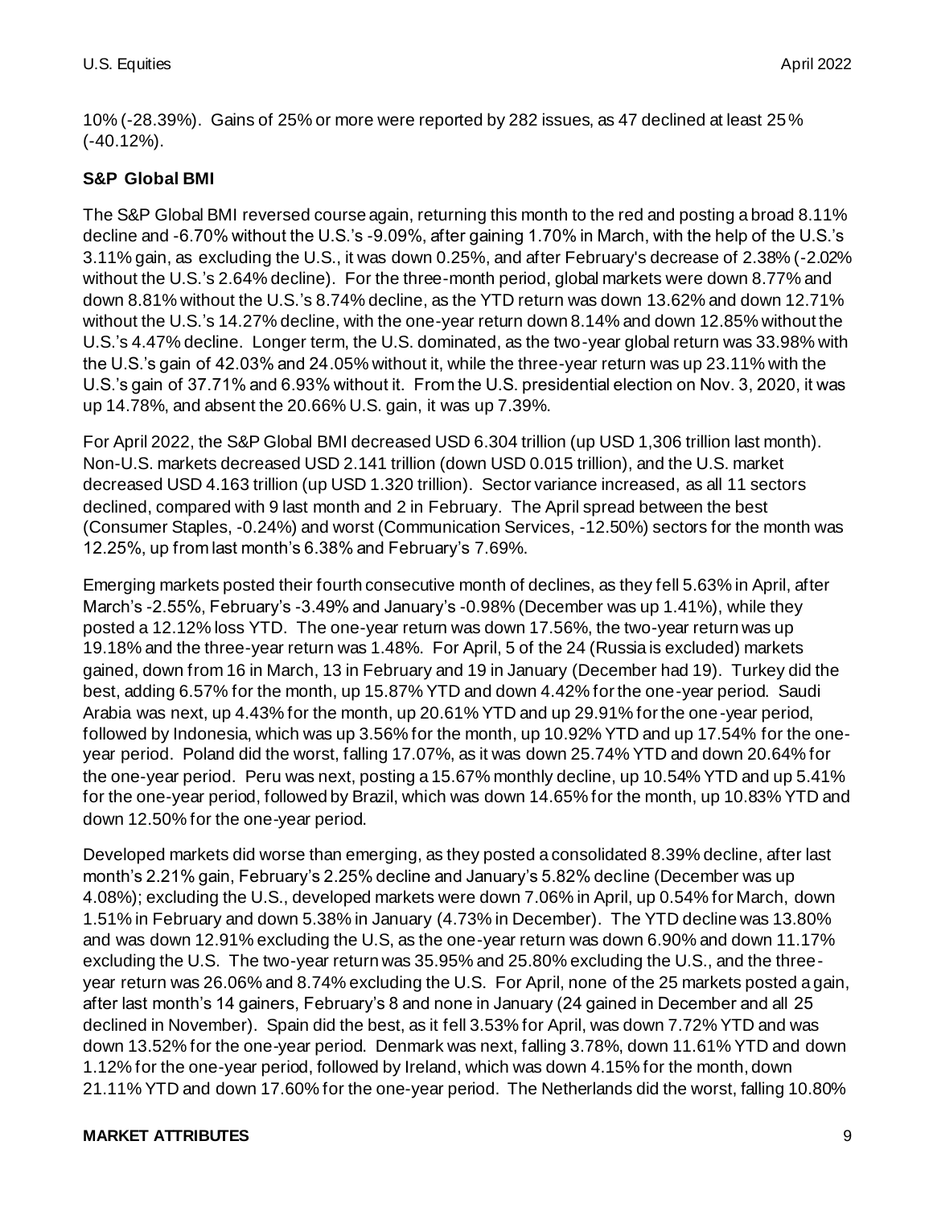10% (-28.39%). Gains of 25% or more were reported by 282 issues, as 47 declined at least 25% (-40.12%).

**S&P Global BMI**

The S&P Global BMI reversed course again, returning this month to the red and posting a broad 8.11% decline and -6.70% without the U.S.'s -9.09%, after gaining 1.70% in March, with the help of the U.S.'s 3.11% gain, as excluding the U.S., it was down 0.25%, and after February's decrease of 2.38% (-2.02% without the U.S.'s 2.64% decline). For the three-month period, global markets were down 8.77% and down 8.81% without the U.S.'s 8.74% decline, as the YTD return was down 13.62% and down 12.71% without the U.S.'s 14.27% decline, with the one-year return down 8.14% and down 12.85% without the U.S.'s 4.47% decline. Longer term, the U.S. dominated, as the two-year global return was 33.98% with the U.S.'s gain of 42.03% and 24.05% without it, while the three-year return was up 23.11% with the U.S.'s gain of 37.71% and 6.93% without it. From the U.S. presidential election on Nov. 3, 2020, it was up 14.78%, and absent the 20.66% U.S. gain, it was up 7.39%.

For April 2022, the S&P Global BMI decreased USD 6.304 trillion (up USD 1,306 trillion last month). Non-U.S. markets decreased USD 2.141 trillion (down USD 0.015 trillion), and the U.S. market decreased USD 4.163 trillion (up USD 1.320 trillion). Sector variance increased, as all 11 sectors declined, compared with 9 last month and 2 in February. The April spread between the best (Consumer Staples, -0.24%) and worst (Communication Services, -12.50%) sectors for the month was 12.25%, up from last month's 6.38% and February's 7.69%.

Emerging markets posted their fourth consecutive month of declines, as they fell 5.63% in April, after March's -2.55%, February's -3.49% and January's -0.98% (December was up 1.41%), while they posted a 12.12% loss YTD. The one-year return was down 17.56%, the two-year return was up 19.18% and the three-year return was 1.48%. For April, 5 of the 24 (Russia is excluded) markets gained, down from 16 in March, 13 in February and 19 in January (December had 19). Turkey did the best, adding 6.57% for the month, up 15.87% YTD and down 4.42% for the one-year period. Saudi Arabia was next, up 4.43% for the month, up 20.61% YTD and up 29.91% for the one-year period, followed by Indonesia, which was up 3.56% for the month, up 10.92% YTD and up 17.54% for the one-year period. Poland did the worst, falling 17.07%, as it was down 25.74% YTD and down 20.64% for the one-year period. Peru was next, posting a 15.67% monthly decline, up 10.54% YTD and up 5.41% for the one-year period, followed by Brazil, which was down 14.65% for the month, up 10.83% YTD and down 12.50% for the one-year period.

Developed markets did worse than emerging, as they posted a consolidated 8.39% decline, after last month's 2.21% gain, February's 2.25% decline and January's 5.82% decline (December was up 4.08%); excluding the U.S., developed markets were down 7.06% in April, up 0.54% for March, down 1.51% in February and down 5.38% in January (4.73% in December). The YTD decline was 13.80% and was down 12.91% excluding the U.S, as the one-year return was down 6.90% and down 11.17% excluding the U.S. The two-year return was 35.95% and 25.80% excluding the U.S., and the three-year return was 26.06% and 8.74% excluding the U.S. For April, none of the 25 markets posted a gain, after last month's 14 gainers, February's 8 and none in January (24 gained in December and all 25 declined in November). Spain did the best, as it fell 3.53% for April, was down 7.72% YTD and was down 13.52% for the one-year period. Denmark was next, falling 3.78%, down 11.61% YTD and down 1.12% for the one-year period, followed by Ireland, which was down 4.15% for the month, down 21.11% YTD and down 17.60% for the one-year period. The Netherlands did the worst, falling 10.80%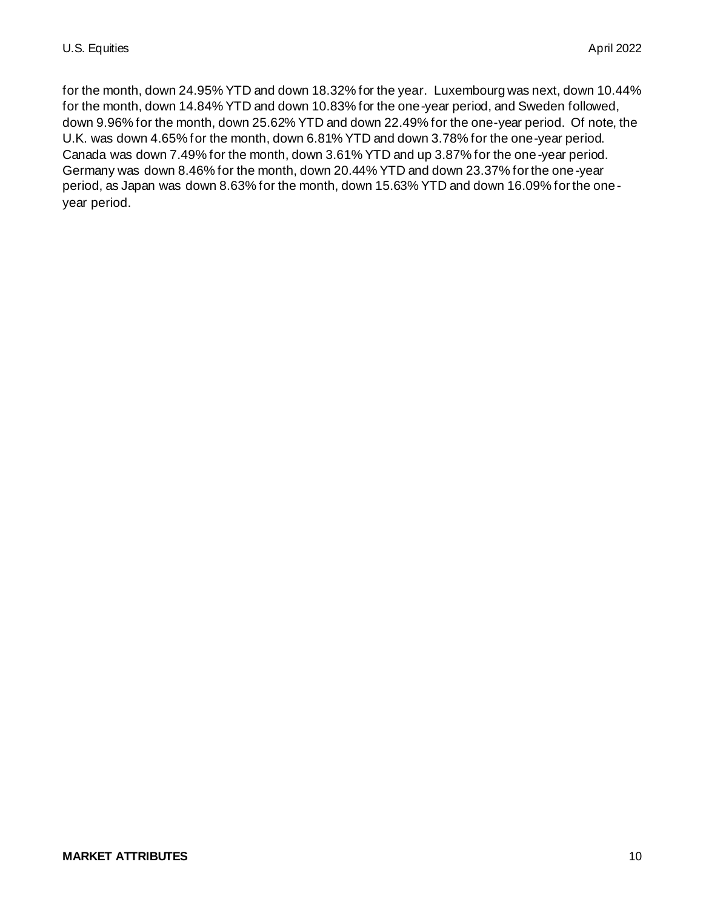for the month, down 24.95% YTD and down 18.32% for the year. Luxembourg was next, down 10.44% for the month, down 14.84% YTD and down 10.83% for the one-year period, and Sweden followed, down 9.96% for the month, down 25.62% YTD and down 22.49% for the one-year period. Of note, the U.K. was down 4.65% for the month, down 6.81% YTD and down 3.78% for the one-year period. Canada was down 7.49% for the month, down 3.61% YTD and up 3.87% for the one-year period. Germany was down 8.46% for the month, down 20.44% YTD and down 23.37% for the one-year period, as Japan was down 8.63% for the month, down 15.63% YTD and down 16.09% for the one-year period.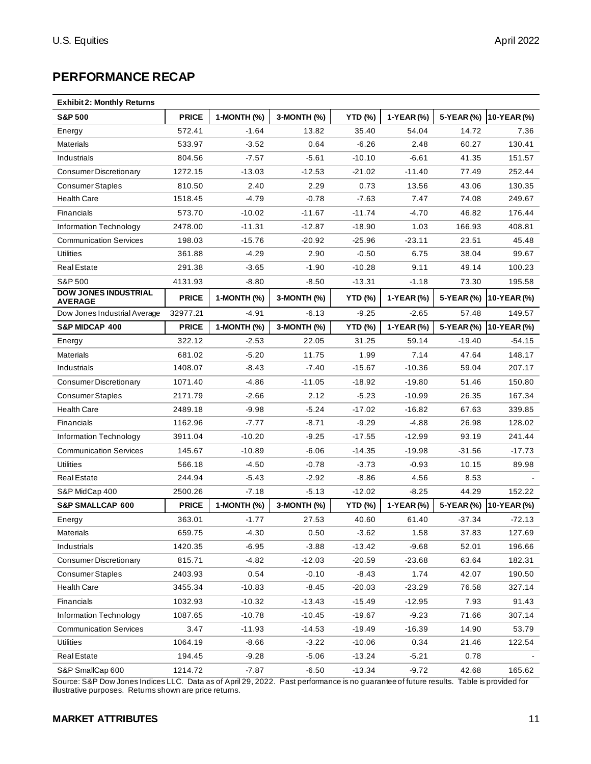## PERFORMANCE RECAP

| Exhibit 2: Monthly Returns | | | | | | | |
|---|---|---|---|---|---|---|---|
| **S&P 500** | **PRICE** | **1-MONTH (%)** | **3-MONTH (%)** | **YTD (%)** | **1-YEAR (%)** | **5-YEAR (%)** | **10-YEAR (%)** |
| Energy | 572.41 | -1.64 | 13.82 | 35.40 | 54.04 | 14.72 | 7.36 |
| Materials | 533.97 | -3.52 | 0.64 | -6.26 | 2.48 | 60.27 | 130.41 |
| Industrials | 804.56 | -7.57 | -5.61 | -10.10 | -6.61 | 41.35 | 151.57 |
| Consumer Discretionary | 1272.15 | -13.03 | -12.53 | -21.02 | -11.40 | 77.49 | 252.44 |
| Consumer Staples | 810.50 | 2.40 | 2.29 | 0.73 | 13.56 | 43.06 | 130.35 |
| Health Care | 1518.45 | -4.79 | -0.78 | -7.63 | 7.47 | 74.08 | 249.67 |
| Financials | 573.70 | -10.02 | -11.67 | -11.74 | -4.70 | 46.82 | 176.44 |
| Information Technology | 2478.00 | -11.31 | -12.87 | -18.90 | 1.03 | 166.93 | 408.81 |
| Communication Services | 198.03 | -15.76 | -20.92 | -25.96 | -23.11 | 23.51 | 45.48 |
| Utilities | 361.88 | -4.29 | 2.90 | -0.50 | 6.75 | 38.04 | 99.67 |
| Real Estate | 291.38 | -3.65 | -1.90 | -10.28 | 9.11 | 49.14 | 100.23 |
| S&P 500 | 4131.93 | -8.80 | -8.50 | -13.31 | -1.18 | 73.30 | 195.58 |
| **DOW JONES INDUSTRIAL AVERAGE** | **PRICE** | **1-MONTH (%)** | **3-MONTH (%)** | **YTD (%)** | **1-YEAR (%)** | **5-YEAR (%)** | **10-YEAR (%)** |
| Dow Jones Industrial Average | 32977.21 | -4.91 | -6.13 | -9.25 | -2.65 | 57.48 | 149.57 |
| **S&P MIDCAP 400** | **PRICE** | **1-MONTH (%)** | **3-MONTH (%)** | **YTD (%)** | **1-YEAR (%)** | **5-YEAR (%)** | **10-YEAR (%)** |
| Energy | 322.12 | -2.53 | 22.05 | 31.25 | 59.14 | -19.40 | -54.15 |
| Materials | 681.02 | -5.20 | 11.75 | 1.99 | 7.14 | 47.64 | 148.17 |
| Industrials | 1408.07 | -8.43 | -7.40 | -15.67 | -10.36 | 59.04 | 207.17 |
| Consumer Discretionary | 1071.40 | -4.86 | -11.05 | -18.92 | -19.80 | 51.46 | 150.80 |
| Consumer Staples | 2171.79 | -2.66 | 2.12 | -5.23 | -10.99 | 26.35 | 167.34 |
| Health Care | 2489.18 | -9.98 | -5.24 | -17.02 | -16.82 | 67.63 | 339.85 |
| Financials | 1162.96 | -7.77 | -8.71 | -9.29 | -4.88 | 26.98 | 128.02 |
| Information Technology | 3911.04 | -10.20 | -9.25 | -17.55 | -12.99 | 93.19 | 241.44 |
| Communication Services | 145.67 | -10.89 | -6.06 | -14.35 | -19.98 | -31.56 | -17.73 |
| Utilities | 566.18 | -4.50 | -0.78 | -3.73 | -0.93 | 10.15 | 89.98 |
| Real Estate | 244.94 | -5.43 | -2.92 | -8.86 | 4.56 | 8.53 | - |
| S&P MidCap 400 | 2500.26 | -7.18 | -5.13 | -12.02 | -8.25 | 44.29 | 152.22 |
| **S&P SMALLCAP 600** | **PRICE** | **1-MONTH (%)** | **3-MONTH (%)** | **YTD (%)** | **1-YEAR (%)** | **5-YEAR (%)** | **10-YEAR (%)** |
| Energy | 363.01 | -1.77 | 27.53 | 40.60 | 61.40 | -37.34 | -72.13 |
| Materials | 659.75 | -4.30 | 0.50 | -3.62 | 1.58 | 37.83 | 127.69 |
| Industrials | 1420.35 | -6.95 | -3.88 | -13.42 | -9.68 | 52.01 | 196.66 |
| Consumer Discretionary | 815.71 | -4.82 | -12.03 | -20.59 | -23.68 | 63.64 | 182.31 |
| Consumer Staples | 2403.93 | 0.54 | -0.10 | -8.43 | 1.74 | 42.07 | 190.50 |
| Health Care | 3455.34 | -10.83 | -8.45 | -20.03 | -23.29 | 76.58 | 327.14 |
| Financials | 1032.93 | -10.32 | -13.43 | -15.49 | -12.95 | 7.93 | 91.43 |
| Information Technology | 1087.65 | -10.78 | -10.45 | -19.67 | -9.23 | 71.66 | 307.14 |
| Communication Services | 3.47 | -11.93 | -14.53 | -19.49 | -16.39 | 14.90 | 53.79 |
| Utilities | 1064.19 | -8.66 | -3.22 | -10.06 | 0.34 | 21.46 | 122.54 |
| Real Estate | 194.45 | -9.28 | -5.06 | -13.24 | -5.21 | 0.78 | - |
| S&P SmallCap 600 | 1214.72 | -7.87 | -6.50 | -13.34 | -9.72 | 42.68 | 165.62 |

Source: S&P Dow Jones Indices LLC. Data as of April 29, 2022. Past performance is no guarantee of future results. Table is provided for illustrative purposes. Returns shown are price returns.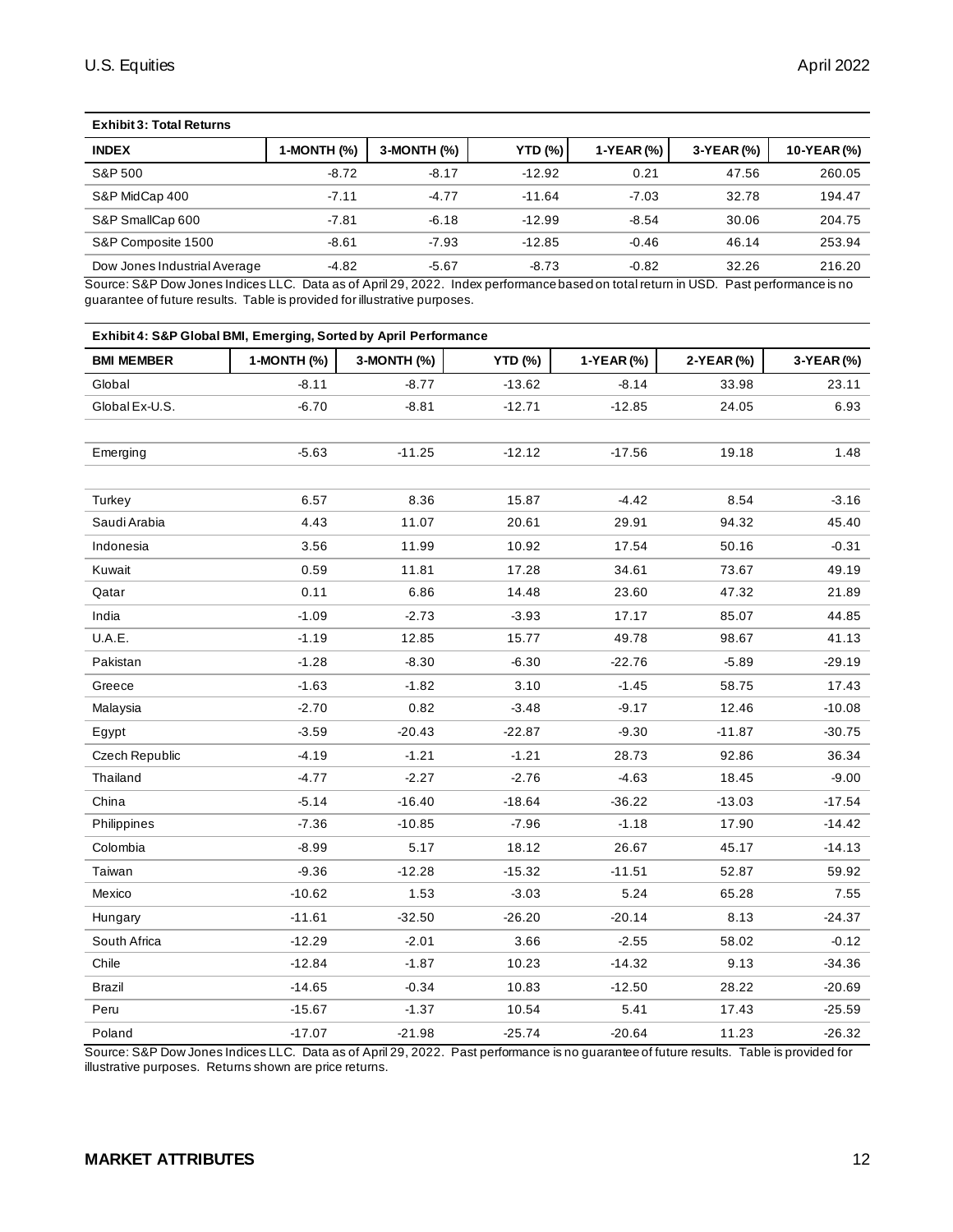**Exhibit 3: Total Returns**

| INDEX | 1-MONTH (%) | 3-MONTH (%) | YTD (%) | 1-YEAR (%) | 3-YEAR (%) | 10-YEAR (%) |
|---|---|---|---|---|---|---|
| S&P 500 | -8.72 | -8.17 | -12.92 | 0.21 | 47.56 | 260.05 |
| S&P MidCap 400 | -7.11 | -4.77 | -11.64 | -7.03 | 32.78 | 194.47 |
| S&P SmallCap 600 | -7.81 | -6.18 | -12.99 | -8.54 | 30.06 | 204.75 |
| S&P Composite 1500 | -8.61 | -7.93 | -12.85 | -0.46 | 46.14 | 253.94 |
| Dow Jones Industrial Average | -4.82 | -5.67 | -8.73 | -0.82 | 32.26 | 216.20 |

Source: S&P Dow Jones Indices LLC. Data as of April 29, 2022. Index performance based on total return in USD. Past performance is no guarantee of future results. Table is provided for illustrative purposes.

**Exhibit 4: S&P Global BMI, Emerging, Sorted by April Performance**

| BMI MEMBER | 1-MONTH (%) | 3-MONTH (%) | YTD (%) | 1-YEAR (%) | 2-YEAR (%) | 3-YEAR (%) |
|---|---|---|---|---|---|---|
| Global | -8.11 | -8.77 | -13.62 | -8.14 | 33.98 | 23.11 |
| Global Ex-U.S. | -6.70 | -8.81 | -12.71 | -12.85 | 24.05 | 6.93 |
| Emerging | -5.63 | -11.25 | -12.12 | -17.56 | 19.18 | 1.48 |
| Turkey | 6.57 | 8.36 | 15.87 | -4.42 | 8.54 | -3.16 |
| Saudi Arabia | 4.43 | 11.07 | 20.61 | 29.91 | 94.32 | 45.40 |
| Indonesia | 3.56 | 11.99 | 10.92 | 17.54 | 50.16 | -0.31 |
| Kuwait | 0.59 | 11.81 | 17.28 | 34.61 | 73.67 | 49.19 |
| Qatar | 0.11 | 6.86 | 14.48 | 23.60 | 47.32 | 21.89 |
| India | -1.09 | -2.73 | -3.93 | 17.17 | 85.07 | 44.85 |
| U.A.E. | -1.19 | 12.85 | 15.77 | 49.78 | 98.67 | 41.13 |
| Pakistan | -1.28 | -8.30 | -6.30 | -22.76 | -5.89 | -29.19 |
| Greece | -1.63 | -1.82 | 3.10 | -1.45 | 58.75 | 17.43 |
| Malaysia | -2.70 | 0.82 | -3.48 | -9.17 | 12.46 | -10.08 |
| Egypt | -3.59 | -20.43 | -22.87 | -9.30 | -11.87 | -30.75 |
| Czech Republic | -4.19 | -1.21 | -1.21 | 28.73 | 92.86 | 36.34 |
| Thailand | -4.77 | -2.27 | -2.76 | -4.63 | 18.45 | -9.00 |
| China | -5.14 | -16.40 | -18.64 | -36.22 | -13.03 | -17.54 |
| Philippines | -7.36 | -10.85 | -7.96 | -1.18 | 17.90 | -14.42 |
| Colombia | -8.99 | 5.17 | 18.12 | 26.67 | 45.17 | -14.13 |
| Taiwan | -9.36 | -12.28 | -15.32 | -11.51 | 52.87 | 59.92 |
| Mexico | -10.62 | 1.53 | -3.03 | 5.24 | 65.28 | 7.55 |
| Hungary | -11.61 | -32.50 | -26.20 | -20.14 | 8.13 | -24.37 |
| South Africa | -12.29 | -2.01 | 3.66 | -2.55 | 58.02 | -0.12 |
| Chile | -12.84 | -1.87 | 10.23 | -14.32 | 9.13 | -34.36 |
| Brazil | -14.65 | -0.34 | 10.83 | -12.50 | 28.22 | -20.69 |
| Peru | -15.67 | -1.37 | 10.54 | 5.41 | 17.43 | -25.59 |
| Poland | -17.07 | -21.98 | -25.74 | -20.64 | 11.23 | -26.32 |

Source: S&P Dow Jones Indices LLC. Data as of April 29, 2022. Past performance is no guarantee of future results. Table is provided for illustrative purposes. Returns shown are price returns.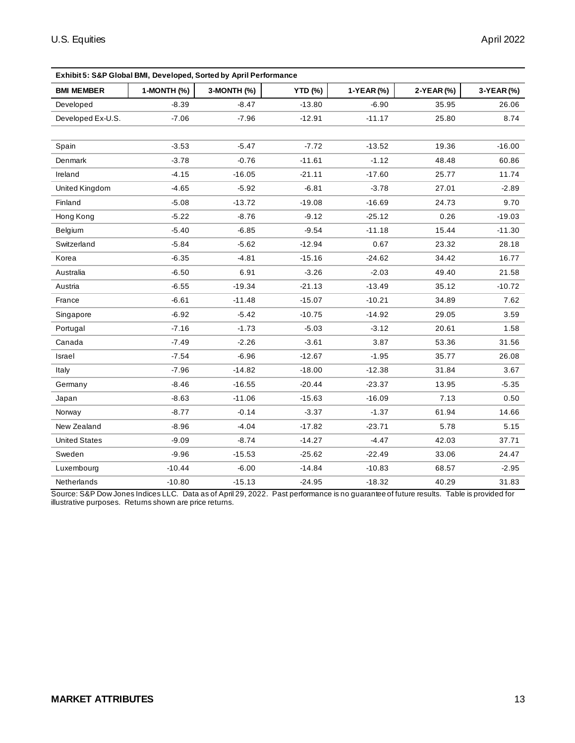**Exhibit 5: S&P Global BMI, Developed, Sorted by April Performance**

| BMI MEMBER | 1-MONTH (%) | 3-MONTH (%) | YTD (%) | 1-YEAR (%) | 2-YEAR (%) | 3-YEAR (%) |
|---|---|---|---|---|---|---|
| Developed | -8.39 | -8.47 | -13.80 | -6.90 | 35.95 | 26.06 |
| Developed Ex-U.S. | -7.06 | -7.96 | -12.91 | -11.17 | 25.80 | 8.74 |
| | | | | | | |
| Spain | -3.53 | -5.47 | -7.72 | -13.52 | 19.36 | -16.00 |
| Denmark | -3.78 | -0.76 | -11.61 | -1.12 | 48.48 | 60.86 |
| Ireland | -4.15 | -16.05 | -21.11 | -17.60 | 25.77 | 11.74 |
| United Kingdom | -4.65 | -5.92 | -6.81 | -3.78 | 27.01 | -2.89 |
| Finland | -5.08 | -13.72 | -19.08 | -16.69 | 24.73 | 9.70 |
| Hong Kong | -5.22 | -8.76 | -9.12 | -25.12 | 0.26 | -19.03 |
| Belgium | -5.40 | -6.85 | -9.54 | -11.18 | 15.44 | -11.30 |
| Switzerland | -5.84 | -5.62 | -12.94 | 0.67 | 23.32 | 28.18 |
| Korea | -6.35 | -4.81 | -15.16 | -24.62 | 34.42 | 16.77 |
| Australia | -6.50 | 6.91 | -3.26 | -2.03 | 49.40 | 21.58 |
| Austria | -6.55 | -19.34 | -21.13 | -13.49 | 35.12 | -10.72 |
| France | -6.61 | -11.48 | -15.07 | -10.21 | 34.89 | 7.62 |
| Singapore | -6.92 | -5.42 | -10.75 | -14.92 | 29.05 | 3.59 |
| Portugal | -7.16 | -1.73 | -5.03 | -3.12 | 20.61 | 1.58 |
| Canada | -7.49 | -2.26 | -3.61 | 3.87 | 53.36 | 31.56 |
| Israel | -7.54 | -6.96 | -12.67 | -1.95 | 35.77 | 26.08 |
| Italy | -7.96 | -14.82 | -18.00 | -12.38 | 31.84 | 3.67 |
| Germany | -8.46 | -16.55 | -20.44 | -23.37 | 13.95 | -5.35 |
| Japan | -8.63 | -11.06 | -15.63 | -16.09 | 7.13 | 0.50 |
| Norway | -8.77 | -0.14 | -3.37 | -1.37 | 61.94 | 14.66 |
| New Zealand | -8.96 | -4.04 | -17.82 | -23.71 | 5.78 | 5.15 |
| United States | -9.09 | -8.74 | -14.27 | -4.47 | 42.03 | 37.71 |
| Sweden | -9.96 | -15.53 | -25.62 | -22.49 | 33.06 | 24.47 |
| Luxembourg | -10.44 | -6.00 | -14.84 | -10.83 | 68.57 | -2.95 |
| Netherlands | -10.80 | -15.13 | -24.95 | -18.32 | 40.29 | 31.83 |

Source: S&P Dow Jones Indices LLC. Data as of April 29, 2022. Past performance is no guarantee of future results. Table is provided for illustrative purposes. Returns shown are price returns.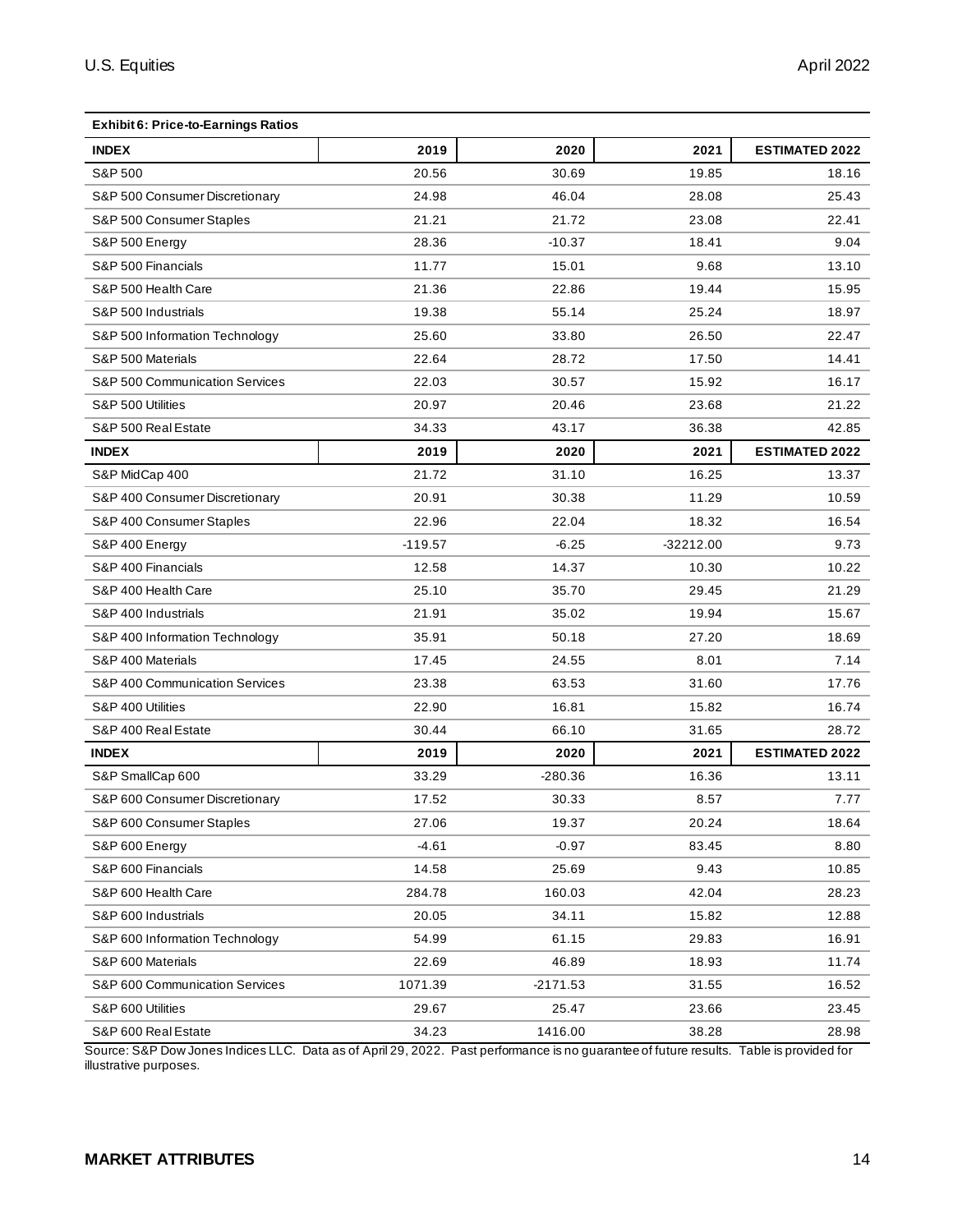**Exhibit 6: Price-to-Earnings Ratios**

| INDEX | 2019 | 2020 | 2021 | ESTIMATED 2022 |
|---|---|---|---|---|
| S&P 500 | 20.56 | 30.69 | 19.85 | 18.16 |
| S&P 500 Consumer Discretionary | 24.98 | 46.04 | 28.08 | 25.43 |
| S&P 500 Consumer Staples | 21.21 | 21.72 | 23.08 | 22.41 |
| S&P 500 Energy | 28.36 | -10.37 | 18.41 | 9.04 |
| S&P 500 Financials | 11.77 | 15.01 | 9.68 | 13.10 |
| S&P 500 Health Care | 21.36 | 22.86 | 19.44 | 15.95 |
| S&P 500 Industrials | 19.38 | 55.14 | 25.24 | 18.97 |
| S&P 500 Information Technology | 25.60 | 33.80 | 26.50 | 22.47 |
| S&P 500 Materials | 22.64 | 28.72 | 17.50 | 14.41 |
| S&P 500 Communication Services | 22.03 | 30.57 | 15.92 | 16.17 |
| S&P 500 Utilities | 20.97 | 20.46 | 23.68 | 21.22 |
| S&P 500 Real Estate | 34.33 | 43.17 | 36.38 | 42.85 |
| **INDEX** | **2019** | **2020** | **2021** | **ESTIMATED 2022** |
| S&P MidCap 400 | 21.72 | 31.10 | 16.25 | 13.37 |
| S&P 400 Consumer Discretionary | 20.91 | 30.38 | 11.29 | 10.59 |
| S&P 400 Consumer Staples | 22.96 | 22.04 | 18.32 | 16.54 |
| S&P 400 Energy | -119.57 | -6.25 | -32212.00 | 9.73 |
| S&P 400 Financials | 12.58 | 14.37 | 10.30 | 10.22 |
| S&P 400 Health Care | 25.10 | 35.70 | 29.45 | 21.29 |
| S&P 400 Industrials | 21.91 | 35.02 | 19.94 | 15.67 |
| S&P 400 Information Technology | 35.91 | 50.18 | 27.20 | 18.69 |
| S&P 400 Materials | 17.45 | 24.55 | 8.01 | 7.14 |
| S&P 400 Communication Services | 23.38 | 63.53 | 31.60 | 17.76 |
| S&P 400 Utilities | 22.90 | 16.81 | 15.82 | 16.74 |
| S&P 400 Real Estate | 30.44 | 66.10 | 31.65 | 28.72 |
| **INDEX** | **2019** | **2020** | **2021** | **ESTIMATED 2022** |
| S&P SmallCap 600 | 33.29 | -280.36 | 16.36 | 13.11 |
| S&P 600 Consumer Discretionary | 17.52 | 30.33 | 8.57 | 7.77 |
| S&P 600 Consumer Staples | 27.06 | 19.37 | 20.24 | 18.64 |
| S&P 600 Energy | -4.61 | -0.97 | 83.45 | 8.80 |
| S&P 600 Financials | 14.58 | 25.69 | 9.43 | 10.85 |
| S&P 600 Health Care | 284.78 | 160.03 | 42.04 | 28.23 |
| S&P 600 Industrials | 20.05 | 34.11 | 15.82 | 12.88 |
| S&P 600 Information Technology | 54.99 | 61.15 | 29.83 | 16.91 |
| S&P 600 Materials | 22.69 | 46.89 | 18.93 | 11.74 |
| S&P 600 Communication Services | 1071.39 | -2171.53 | 31.55 | 16.52 |
| S&P 600 Utilities | 29.67 | 25.47 | 23.66 | 23.45 |
| S&P 600 Real Estate | 34.23 | 1416.00 | 38.28 | 28.98 |

Source: S&P Dow Jones Indices LLC. Data as of April 29, 2022. Past performance is no guarantee of future results. Table is provided for illustrative purposes.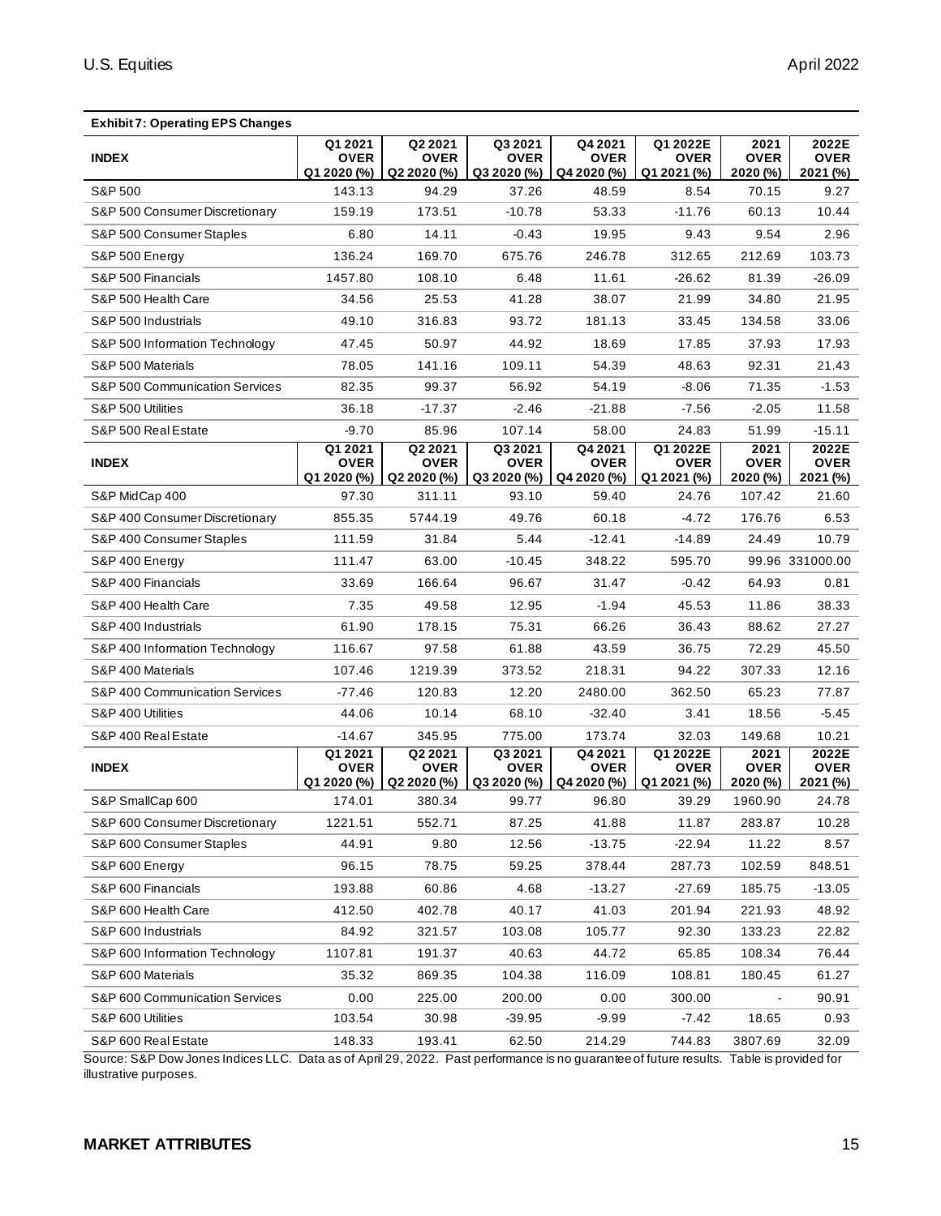**Exhibit 7: Operating EPS Changes**

| INDEX | Q1 2021 OVER Q1 2020 (%) | Q2 2021 OVER Q2 2020 (%) | Q3 2021 OVER Q3 2020 (%) | Q4 2021 OVER Q4 2020 (%) | Q1 2022E OVER Q1 2021 (%) | 2021 OVER 2020 (%) | 2022E OVER 2021 (%) |
|---|---|---|---|---|---|---|---|
| S&P 500 | 143.13 | 94.29 | 37.26 | 48.59 | 8.54 | 70.15 | 9.27 |
| S&P 500 Consumer Discretionary | 159.19 | 173.51 | -10.78 | 53.33 | -11.76 | 60.13 | 10.44 |
| S&P 500 Consumer Staples | 6.80 | 14.11 | -0.43 | 19.95 | 9.43 | 9.54 | 2.96 |
| S&P 500 Energy | 136.24 | 169.70 | 675.76 | 246.78 | 312.65 | 212.69 | 103.73 |
| S&P 500 Financials | 1457.80 | 108.10 | 6.48 | 11.61 | -26.62 | 81.39 | -26.09 |
| S&P 500 Health Care | 34.56 | 25.53 | 41.28 | 38.07 | 21.99 | 34.80 | 21.95 |
| S&P 500 Industrials | 49.10 | 316.83 | 93.72 | 181.13 | 33.45 | 134.58 | 33.06 |
| S&P 500 Information Technology | 47.45 | 50.97 | 44.92 | 18.69 | 17.85 | 37.93 | 17.93 |
| S&P 500 Materials | 78.05 | 141.16 | 109.11 | 54.39 | 48.63 | 92.31 | 21.43 |
| S&P 500 Communication Services | 82.35 | 99.37 | 56.92 | 54.19 | -8.06 | 71.35 | -1.53 |
| S&P 500 Utilities | 36.18 | -17.37 | -2.46 | -21.88 | -7.56 | -2.05 | 11.58 |
| S&P 500 Real Estate | -9.70 | 85.96 | 107.14 | 58.00 | 24.83 | 51.99 | -15.11 |
| **INDEX** | **Q1 2021 OVER Q1 2020 (%)** | **Q2 2021 OVER Q2 2020 (%)** | **Q3 2021 OVER Q3 2020 (%)** | **Q4 2021 OVER Q4 2020 (%)** | **Q1 2022E OVER Q1 2021 (%)** | **2021 OVER 2020 (%)** | **2022E OVER 2021 (%)** |
| S&P MidCap 400 | 97.30 | 311.11 | 93.10 | 59.40 | 24.76 | 107.42 | 21.60 |
| S&P 400 Consumer Discretionary | 855.35 | 5744.19 | 49.76 | 60.18 | -4.72 | 176.76 | 6.53 |
| S&P 400 Consumer Staples | 111.59 | 31.84 | 5.44 | -12.41 | -14.89 | 24.49 | 10.79 |
| S&P 400 Energy | 111.47 | 63.00 | -10.45 | 348.22 | 595.70 | 99.96 | 331000.00 |
| S&P 400 Financials | 33.69 | 166.64 | 96.67 | 31.47 | -0.42 | 64.93 | 0.81 |
| S&P 400 Health Care | 7.35 | 49.58 | 12.95 | -1.94 | 45.53 | 11.86 | 38.33 |
| S&P 400 Industrials | 61.90 | 178.15 | 75.31 | 66.26 | 36.43 | 88.62 | 27.27 |
| S&P 400 Information Technology | 116.67 | 97.58 | 61.88 | 43.59 | 36.75 | 72.29 | 45.50 |
| S&P 400 Materials | 107.46 | 1219.39 | 373.52 | 218.31 | 94.22 | 307.33 | 12.16 |
| S&P 400 Communication Services | -77.46 | 120.83 | 12.20 | 2480.00 | 362.50 | 65.23 | 77.87 |
| S&P 400 Utilities | 44.06 | 10.14 | 68.10 | -32.40 | 3.41 | 18.56 | -5.45 |
| S&P 400 Real Estate | -14.67 | 345.95 | 775.00 | 173.74 | 32.03 | 149.68 | 10.21 |
| **INDEX** | **Q1 2021 OVER Q1 2020 (%)** | **Q2 2021 OVER Q2 2020 (%)** | **Q3 2021 OVER Q3 2020 (%)** | **Q4 2021 OVER Q4 2020 (%)** | **Q1 2022E OVER Q1 2021 (%)** | **2021 OVER 2020 (%)** | **2022E OVER 2021 (%)** |
| S&P SmallCap 600 | 174.01 | 380.34 | 99.77 | 96.80 | 39.29 | 1960.90 | 24.78 |
| S&P 600 Consumer Discretionary | 1221.51 | 552.71 | 87.25 | 41.88 | 11.87 | 283.87 | 10.28 |
| S&P 600 Consumer Staples | 44.91 | 9.80 | 12.56 | -13.75 | -22.94 | 11.22 | 8.57 |
| S&P 600 Energy | 96.15 | 78.75 | 59.25 | 378.44 | 287.73 | 102.59 | 848.51 |
| S&P 600 Financials | 193.88 | 60.86 | 4.68 | -13.27 | -27.69 | 185.75 | -13.05 |
| S&P 600 Health Care | 412.50 | 402.78 | 40.17 | 41.03 | 201.94 | 221.93 | 48.92 |
| S&P 600 Industrials | 84.92 | 321.57 | 103.08 | 105.77 | 92.30 | 133.23 | 22.82 |
| S&P 600 Information Technology | 1107.81 | 191.37 | 40.63 | 44.72 | 65.85 | 108.34 | 76.44 |
| S&P 600 Materials | 35.32 | 869.35 | 104.38 | 116.09 | 108.81 | 180.45 | 61.27 |
| S&P 600 Communication Services | 0.00 | 225.00 | 200.00 | 0.00 | 300.00 | - | 90.91 |
| S&P 600 Utilities | 103.54 | 30.98 | -39.95 | -9.99 | -7.42 | 18.65 | 0.93 |
| S&P 600 Real Estate | 148.33 | 193.41 | 62.50 | 214.29 | 744.83 | 3807.69 | 32.09 |

Source: S&P Dow Jones Indices LLC. Data as of April 29, 2022. Past performance is no guarantee of future results. Table is provided for illustrative purposes.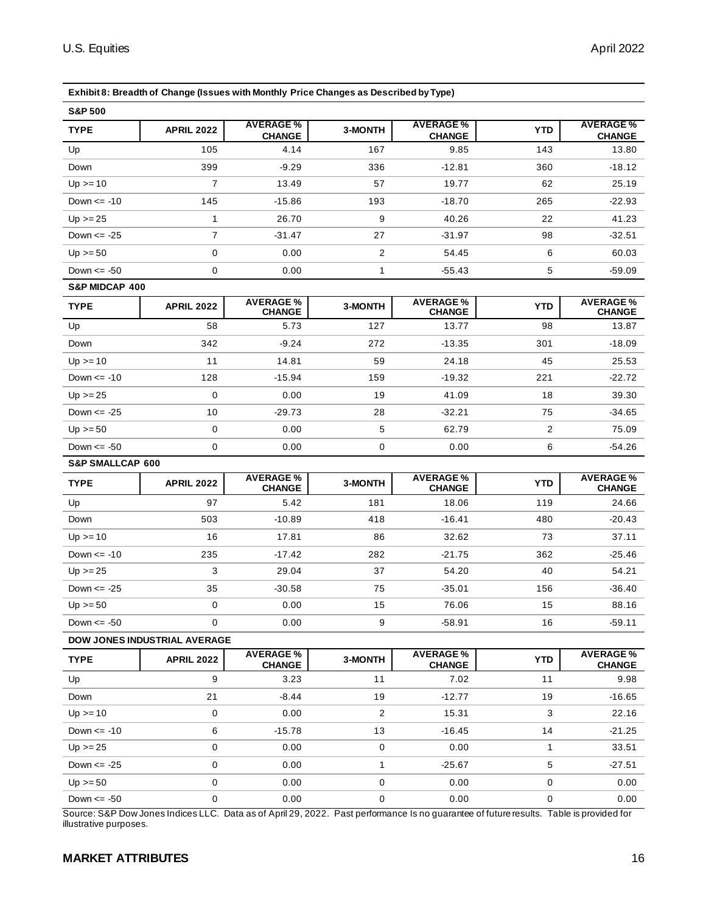**Exhibit 8: Breadth of Change (Issues with Monthly Price Changes as Described by Type)**

**S&P 500**

| TYPE | APRIL 2022 | AVERAGE % CHANGE | 3-MONTH | AVERAGE % CHANGE | YTD | AVERAGE % CHANGE |
|---|---|---|---|---|---|---|
| Up | 105 | 4.14 | 167 | 9.85 | 143 | 13.80 |
| Down | 399 | -9.29 | 336 | -12.81 | 360 | -18.12 |
| Up >= 10 | 7 | 13.49 | 57 | 19.77 | 62 | 25.19 |
| Down <= -10 | 145 | -15.86 | 193 | -18.70 | 265 | -22.93 |
| Up >= 25 | 1 | 26.70 | 9 | 40.26 | 22 | 41.23 |
| Down <= -25 | 7 | -31.47 | 27 | -31.97 | 98 | -32.51 |
| Up >= 50 | 0 | 0.00 | 2 | 54.45 | 6 | 60.03 |
| Down <= -50 | 0 | 0.00 | 1 | -55.43 | 5 | -59.09 |

**S&P MIDCAP 400**

| TYPE | APRIL 2022 | AVERAGE % CHANGE | 3-MONTH | AVERAGE % CHANGE | YTD | AVERAGE % CHANGE |
|---|---|---|---|---|---|---|
| Up | 58 | 5.73 | 127 | 13.77 | 98 | 13.87 |
| Down | 342 | -9.24 | 272 | -13.35 | 301 | -18.09 |
| Up >= 10 | 11 | 14.81 | 59 | 24.18 | 45 | 25.53 |
| Down <= -10 | 128 | -15.94 | 159 | -19.32 | 221 | -22.72 |
| Up >= 25 | 0 | 0.00 | 19 | 41.09 | 18 | 39.30 |
| Down <= -25 | 10 | -29.73 | 28 | -32.21 | 75 | -34.65 |
| Up >= 50 | 0 | 0.00 | 5 | 62.79 | 2 | 75.09 |
| Down <= -50 | 0 | 0.00 | 0 | 0.00 | 6 | -54.26 |

**S&P SMALLCAP 600**

| TYPE | APRIL 2022 | AVERAGE % CHANGE | 3-MONTH | AVERAGE % CHANGE | YTD | AVERAGE % CHANGE |
|---|---|---|---|---|---|---|
| Up | 97 | 5.42 | 181 | 18.06 | 119 | 24.66 |
| Down | 503 | -10.89 | 418 | -16.41 | 480 | -20.43 |
| Up >= 10 | 16 | 17.81 | 86 | 32.62 | 73 | 37.11 |
| Down <= -10 | 235 | -17.42 | 282 | -21.75 | 362 | -25.46 |
| Up >= 25 | 3 | 29.04 | 37 | 54.20 | 40 | 54.21 |
| Down <= -25 | 35 | -30.58 | 75 | -35.01 | 156 | -36.40 |
| Up >= 50 | 0 | 0.00 | 15 | 76.06 | 15 | 88.16 |
| Down <= -50 | 0 | 0.00 | 9 | -58.91 | 16 | -59.11 |

**DOW JONES INDUSTRIAL AVERAGE**

| TYPE | APRIL 2022 | AVERAGE % CHANGE | 3-MONTH | AVERAGE % CHANGE | YTD | AVERAGE % CHANGE |
|---|---|---|---|---|---|---|
| Up | 9 | 3.23 | 11 | 7.02 | 11 | 9.98 |
| Down | 21 | -8.44 | 19 | -12.77 | 19 | -16.65 |
| Up >= 10 | 0 | 0.00 | 2 | 15.31 | 3 | 22.16 |
| Down <= -10 | 6 | -15.78 | 13 | -16.45 | 14 | -21.25 |
| Up >= 25 | 0 | 0.00 | 0 | 0.00 | 1 | 33.51 |
| Down <= -25 | 0 | 0.00 | 1 | -25.67 | 5 | -27.51 |
| Up >= 50 | 0 | 0.00 | 0 | 0.00 | 0 | 0.00 |
| Down <= -50 | 0 | 0.00 | 0 | 0.00 | 0 | 0.00 |

Source: S&P Dow Jones Indices LLC. Data as of April 29, 2022. Past performance Is no guarantee of future results. Table is provided for illustrative purposes.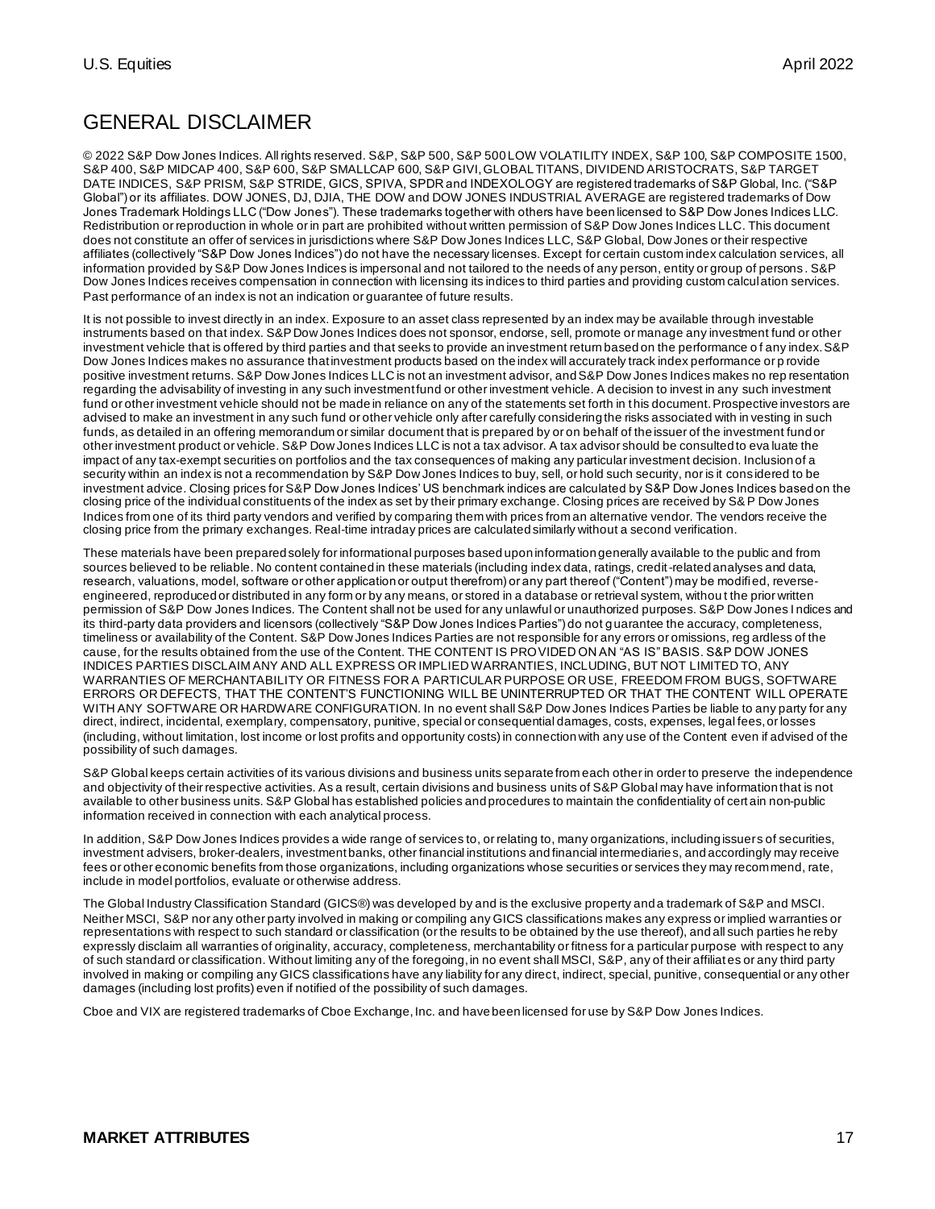# GENERAL DISCLAIMER

© 2022 S&P Dow Jones Indices. All rights reserved. S&P, S&P 500, S&P 500 LOW VOLATILITY INDEX, S&P 100, S&P COMPOSITE 1500, S&P 400, S&P MIDCAP 400, S&P 600, S&P SMALLCAP 600, S&P GIVI, GLOBAL TITANS, DIVIDEND ARISTOCRATS, S&P TARGET DATE INDICES, S&P PRISM, S&P STRIDE, GICS, SPIVA, SPDR and INDEXOLOGY are registered trademarks of S&P Global, Inc. ("S&P Global") or its affiliates. DOW JONES, DJ, DJIA, THE DOW and DOW JONES INDUSTRIAL AVERAGE are registered trademarks of Dow Jones Trademark Holdings LLC ("Dow Jones"). These trademarks together with others have been licensed to S&P Dow Jones Indices LLC. Redistribution or reproduction in whole or in part are prohibited without written permission of S&P Dow Jones Indices LLC. This document does not constitute an offer of services in jurisdictions where S&P Dow Jones Indices LLC, S&P Global, Dow Jones or their respective affiliates (collectively "S&P Dow Jones Indices") do not have the necessary licenses. Except for certain custom index calculation services, all information provided by S&P Dow Jones Indices is impersonal and not tailored to the needs of any person, entity or group of persons. S&P Dow Jones Indices receives compensation in connection with licensing its indices to third parties and providing custom calculation services. Past performance of an index is not an indication or guarantee of future results.

It is not possible to invest directly in an index. Exposure to an asset class represented by an index may be available through investable instruments based on that index. S&P Dow Jones Indices does not sponsor, endorse, sell, promote or manage any investment fund or other investment vehicle that is offered by third parties and that seeks to provide an investment return based on the performance of any index. S&P Dow Jones Indices makes no assurance that investment products based on the index will accurately track index performance or provide positive investment returns. S&P Dow Jones Indices LLC is not an investment advisor, and S&P Dow Jones Indices makes no representation regarding the advisability of investing in any such investment fund or other investment vehicle. A decision to invest in any such investment fund or other investment vehicle should not be made in reliance on any of the statements set forth in this document. Prospective investors are advised to make an investment in any such fund or other vehicle only after carefully considering the risks associated with investing in such funds, as detailed in an offering memorandum or similar document that is prepared by or on behalf of the issuer of the investment fund or other investment product or vehicle. S&P Dow Jones Indices LLC is not a tax advisor. A tax advisor should be consulted to evaluate the impact of any tax-exempt securities on portfolios and the tax consequences of making any particular investment decision. Inclusion of a security within an index is not a recommendation by S&P Dow Jones Indices to buy, sell, or hold such security, nor is it considered to be investment advice. Closing prices for S&P Dow Jones Indices' US benchmark indices are calculated by S&P Dow Jones Indices based on the closing price of the individual constituents of the index as set by their primary exchange. Closing prices are received by S&P Dow Jones Indices from one of its third party vendors and verified by comparing them with prices from an alternative vendor. The vendors receive the closing price from the primary exchanges. Real-time intraday prices are calculated similarly without a second verification.

These materials have been prepared solely for informational purposes based upon information generally available to the public and from sources believed to be reliable. No content contained in these materials (including index data, ratings, credit-related analyses and data, research, valuations, model, software or other application or output therefrom) or any part thereof ("Content") may be modified, reverse-engineered, reproduced or distributed in any form or by any means, or stored in a database or retrieval system, without the prior written permission of S&P Dow Jones Indices. The Content shall not be used for any unlawful or unauthorized purposes. S&P Dow Jones Indices and its third-party data providers and licensors (collectively "S&P Dow Jones Indices Parties") do not guarantee the accuracy, completeness, timeliness or availability of the Content. S&P Dow Jones Indices Parties are not responsible for any errors or omissions, regardless of the cause, for the results obtained from the use of the Content. THE CONTENT IS PROVIDED ON AN "AS IS" BASIS. S&P DOW JONES INDICES PARTIES DISCLAIM ANY AND ALL EXPRESS OR IMPLIED WARRANTIES, INCLUDING, BUT NOT LIMITED TO, ANY WARRANTIES OF MERCHANTABILITY OR FITNESS FOR A PARTICULAR PURPOSE OR USE, FREEDOM FROM BUGS, SOFTWARE ERRORS OR DEFECTS, THAT THE CONTENT'S FUNCTIONING WILL BE UNINTERRUPTED OR THAT THE CONTENT WILL OPERATE WITH ANY SOFTWARE OR HARDWARE CONFIGURATION. In no event shall S&P Dow Jones Indices Parties be liable to any party for any direct, indirect, incidental, exemplary, compensatory, punitive, special or consequential damages, costs, expenses, legal fees, or losses (including, without limitation, lost income or lost profits and opportunity costs) in connection with any use of the Content even if advised of the possibility of such damages.

S&P Global keeps certain activities of its various divisions and business units separate from each other in order to preserve the independence and objectivity of their respective activities. As a result, certain divisions and business units of S&P Global may have information that is not available to other business units. S&P Global has established policies and procedures to maintain the confidentiality of certain non-public information received in connection with each analytical process.

In addition, S&P Dow Jones Indices provides a wide range of services to, or relating to, many organizations, including issuers of securities, investment advisers, broker-dealers, investment banks, other financial institutions and financial intermediaries, and accordingly may receive fees or other economic benefits from those organizations, including organizations whose securities or services they may recommend, rate, include in model portfolios, evaluate or otherwise address.

The Global Industry Classification Standard (GICS®) was developed by and is the exclusive property and a trademark of S&P and MSCI. Neither MSCI, S&P nor any other party involved in making or compiling any GICS classifications makes any express or implied warranties or representations with respect to such standard or classification (or the results to be obtained by the use thereof), and all such parties hereby expressly disclaim all warranties of originality, accuracy, completeness, merchantability or fitness for a particular purpose with respect to any of such standard or classification. Without limiting any of the foregoing, in no event shall MSCI, S&P, any of their affiliates or any third party involved in making or compiling any GICS classifications have any liability for any direct, indirect, special, punitive, consequential or any other damages (including lost profits) even if notified of the possibility of such damages.

Cboe and VIX are registered trademarks of Cboe Exchange, Inc. and have been licensed for use by S&P Dow Jones Indices.